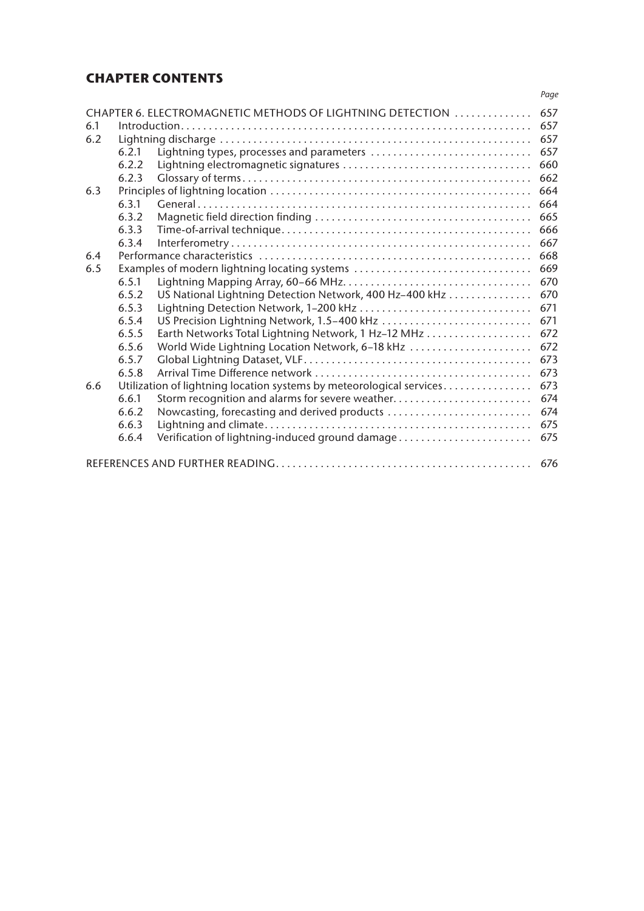## CHAPTER CONTENTS

| | | | Page |
|---|---|---|---|
| CHAPTER 6. ELECTROMAGNETIC METHODS OF LIGHTNING DETECTION | | | 657 |
| 6.1 | Introduction | | 657 |
| 6.2 | Lightning discharge | | 657 |
| | 6.2.1 | Lightning types, processes and parameters | 657 |
| | 6.2.2 | Lightning electromagnetic signatures | 660 |
| | 6.2.3 | Glossary of terms | 662 |
| 6.3 | Principles of lightning location | | 664 |
| | 6.3.1 | General | 664 |
| | 6.3.2 | Magnetic field direction finding | 665 |
| | 6.3.3 | Time-of-arrival technique | 666 |
| | 6.3.4 | Interferometry | 667 |
| 6.4 | Performance characteristics | | 668 |
| 6.5 | Examples of modern lightning locating systems | | 669 |
| | 6.5.1 | Lightning Mapping Array, 60–66 MHz | 670 |
| | 6.5.2 | US National Lightning Detection Network, 400 Hz–400 kHz | 670 |
| | 6.5.3 | Lightning Detection Network, 1–200 kHz | 671 |
| | 6.5.4 | US Precision Lightning Network, 1.5–400 kHz | 671 |
| | 6.5.5 | Earth Networks Total Lightning Network, 1 Hz–12 MHz | 672 |
| | 6.5.6 | World Wide Lightning Location Network, 6–18 kHz | 672 |
| | 6.5.7 | Global Lightning Dataset, VLF | 673 |
| | 6.5.8 | Arrival Time Difference network | 673 |
| 6.6 | Utilization of lightning location systems by meteorological services | | 673 |
| | 6.6.1 | Storm recognition and alarms for severe weather | 674 |
| | 6.6.2 | Nowcasting, forecasting and derived products | 674 |
| | 6.6.3 | Lightning and climate | 675 |
| | 6.6.4 | Verification of lightning-induced ground damage | 675 |
| REFERENCES AND FURTHER READING | | | 676 |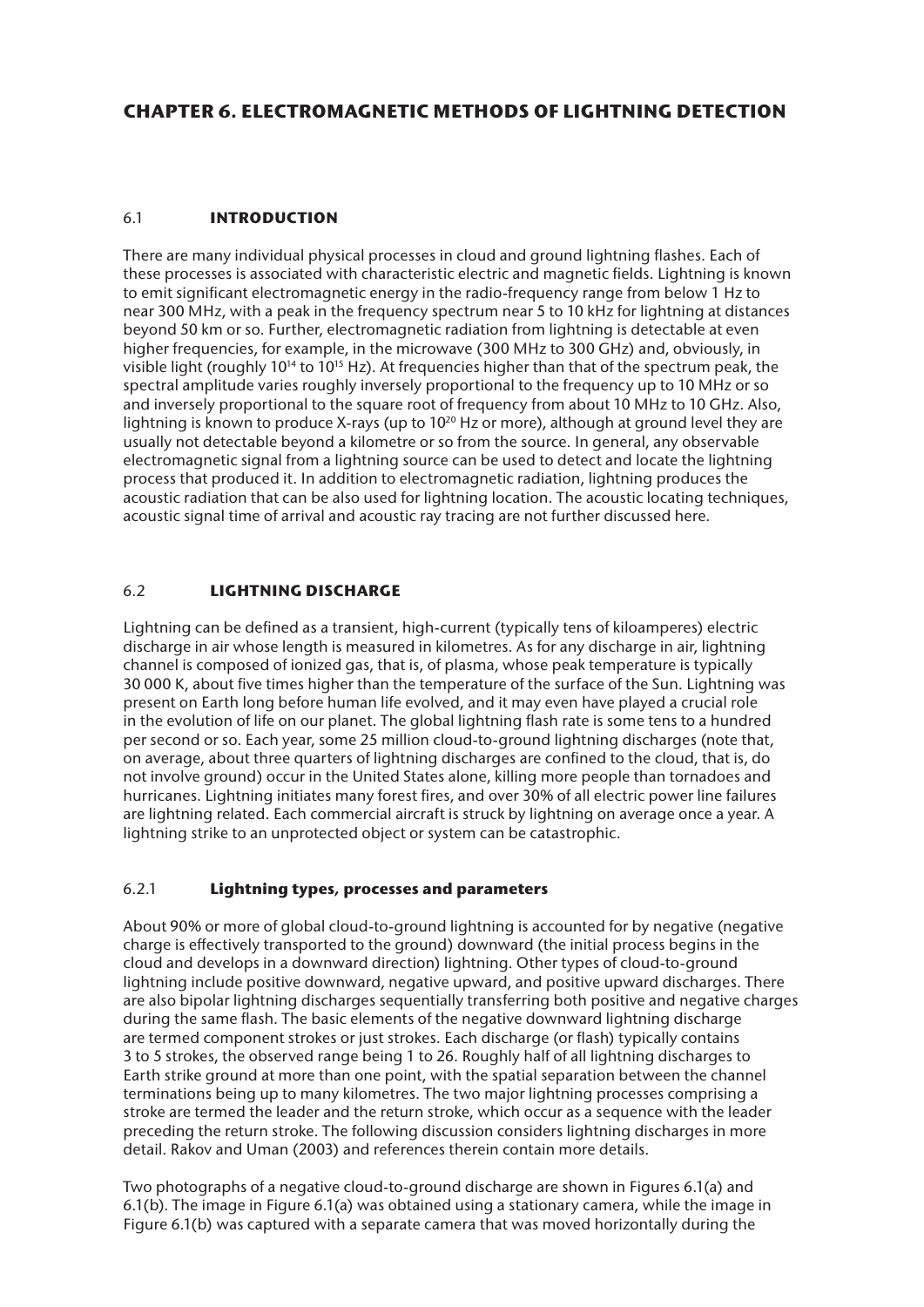# CHAPTER 6. ELECTROMAGNETIC METHODS OF LIGHTNING DETECTION

## 6.1 INTRODUCTION

There are many individual physical processes in cloud and ground lightning flashes. Each of these processes is associated with characteristic electric and magnetic fields. Lightning is known to emit significant electromagnetic energy in the radio-frequency range from below 1 Hz to near 300 MHz, with a peak in the frequency spectrum near 5 to 10 kHz for lightning at distances beyond 50 km or so. Further, electromagnetic radiation from lightning is detectable at even higher frequencies, for example, in the microwave (300 MHz to 300 GHz) and, obviously, in visible light (roughly $10^{14}$ to $10^{15}$ Hz). At frequencies higher than that of the spectrum peak, the spectral amplitude varies roughly inversely proportional to the frequency up to 10 MHz or so and inversely proportional to the square root of frequency from about 10 MHz to 10 GHz. Also, lightning is known to produce X-rays (up to $10^{20}$ Hz or more), although at ground level they are usually not detectable beyond a kilometre or so from the source. In general, any observable electromagnetic signal from a lightning source can be used to detect and locate the lightning process that produced it. In addition to electromagnetic radiation, lightning produces the acoustic radiation that can be also used for lightning location. The acoustic locating techniques, acoustic signal time of arrival and acoustic ray tracing are not further discussed here.

## 6.2 LIGHTNING DISCHARGE

Lightning can be defined as a transient, high-current (typically tens of kiloamperes) electric discharge in air whose length is measured in kilometres. As for any discharge in air, lightning channel is composed of ionized gas, that is, of plasma, whose peak temperature is typically 30 000 K, about five times higher than the temperature of the surface of the Sun. Lightning was present on Earth long before human life evolved, and it may even have played a crucial role in the evolution of life on our planet. The global lightning flash rate is some tens to a hundred per second or so. Each year, some 25 million cloud-to-ground lightning discharges (note that, on average, about three quarters of lightning discharges are confined to the cloud, that is, do not involve ground) occur in the United States alone, killing more people than tornadoes and hurricanes. Lightning initiates many forest fires, and over 30% of all electric power line failures are lightning related. Each commercial aircraft is struck by lightning on average once a year. A lightning strike to an unprotected object or system can be catastrophic.

### 6.2.1 Lightning types, processes and parameters

About 90% or more of global cloud-to-ground lightning is accounted for by negative (negative charge is effectively transported to the ground) downward (the initial process begins in the cloud and develops in a downward direction) lightning. Other types of cloud-to-ground lightning include positive downward, negative upward, and positive upward discharges. There are also bipolar lightning discharges sequentially transferring both positive and negative charges during the same flash. The basic elements of the negative downward lightning discharge are termed component strokes or just strokes. Each discharge (or flash) typically contains 3 to 5 strokes, the observed range being 1 to 26. Roughly half of all lightning discharges to Earth strike ground at more than one point, with the spatial separation between the channel terminations being up to many kilometres. The two major lightning processes comprising a stroke are termed the leader and the return stroke, which occur as a sequence with the leader preceding the return stroke. The following discussion considers lightning discharges in more detail. Rakov and Uman (2003) and references therein contain more details.

Two photographs of a negative cloud-to-ground discharge are shown in Figures 6.1(a) and 6.1(b). The image in Figure 6.1(a) was obtained using a stationary camera, while the image in Figure 6.1(b) was captured with a separate camera that was moved horizontally during the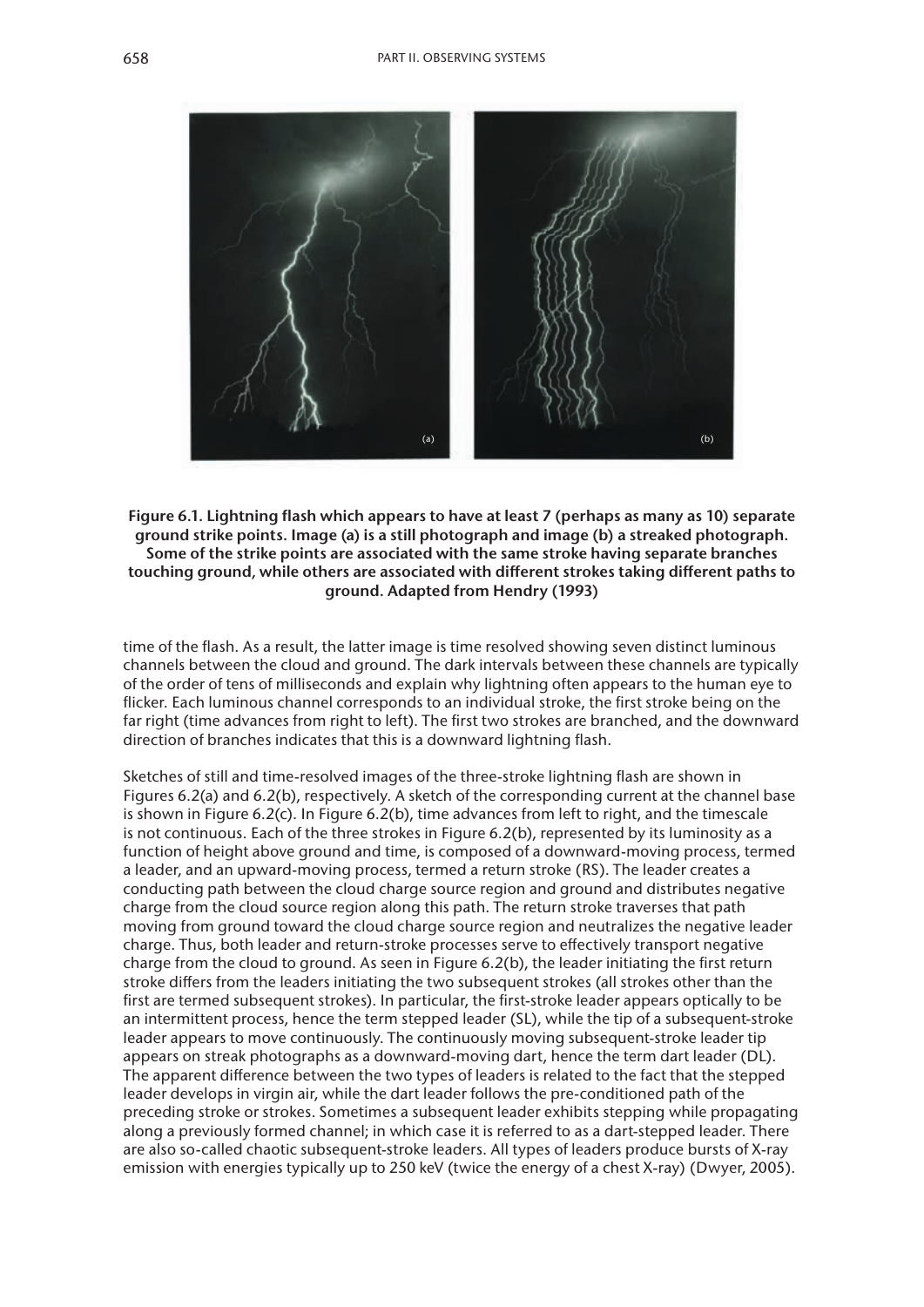**Figure 6.1. Lightning flash which appears to have at least 7 (perhaps as many as 10) separate ground strike points. Image (a) is a still photograph and image (b) a streaked photograph. Some of the strike points are associated with the same stroke having separate branches touching ground, while others are associated with different strokes taking different paths to ground. Adapted from Hendry (1993)**

time of the flash. As a result, the latter image is time resolved showing seven distinct luminous channels between the cloud and ground. The dark intervals between these channels are typically of the order of tens of milliseconds and explain why lightning often appears to the human eye to flicker. Each luminous channel corresponds to an individual stroke, the first stroke being on the far right (time advances from right to left). The first two strokes are branched, and the downward direction of branches indicates that this is a downward lightning flash.

Sketches of still and time-resolved images of the three-stroke lightning flash are shown in Figures 6.2(a) and 6.2(b), respectively. A sketch of the corresponding current at the channel base is shown in Figure 6.2(c). In Figure 6.2(b), time advances from left to right, and the timescale is not continuous. Each of the three strokes in Figure 6.2(b), represented by its luminosity as a function of height above ground and time, is composed of a downward-moving process, termed a leader, and an upward-moving process, termed a return stroke (RS). The leader creates a conducting path between the cloud charge source region and ground and distributes negative charge from the cloud source region along this path. The return stroke traverses that path moving from ground toward the cloud charge source region and neutralizes the negative leader charge. Thus, both leader and return-stroke processes serve to effectively transport negative charge from the cloud to ground. As seen in Figure 6.2(b), the leader initiating the first return stroke differs from the leaders initiating the two subsequent strokes (all strokes other than the first are termed subsequent strokes). In particular, the first-stroke leader appears optically to be an intermittent process, hence the term stepped leader (SL), while the tip of a subsequent-stroke leader appears to move continuously. The continuously moving subsequent-stroke leader tip appears on streak photographs as a downward-moving dart, hence the term dart leader (DL). The apparent difference between the two types of leaders is related to the fact that the stepped leader develops in virgin air, while the dart leader follows the pre-conditioned path of the preceding stroke or strokes. Sometimes a subsequent leader exhibits stepping while propagating along a previously formed channel; in which case it is referred to as a dart-stepped leader. There are also so-called chaotic subsequent-stroke leaders. All types of leaders produce bursts of X-ray emission with energies typically up to 250 keV (twice the energy of a chest X-ray) (Dwyer, 2005).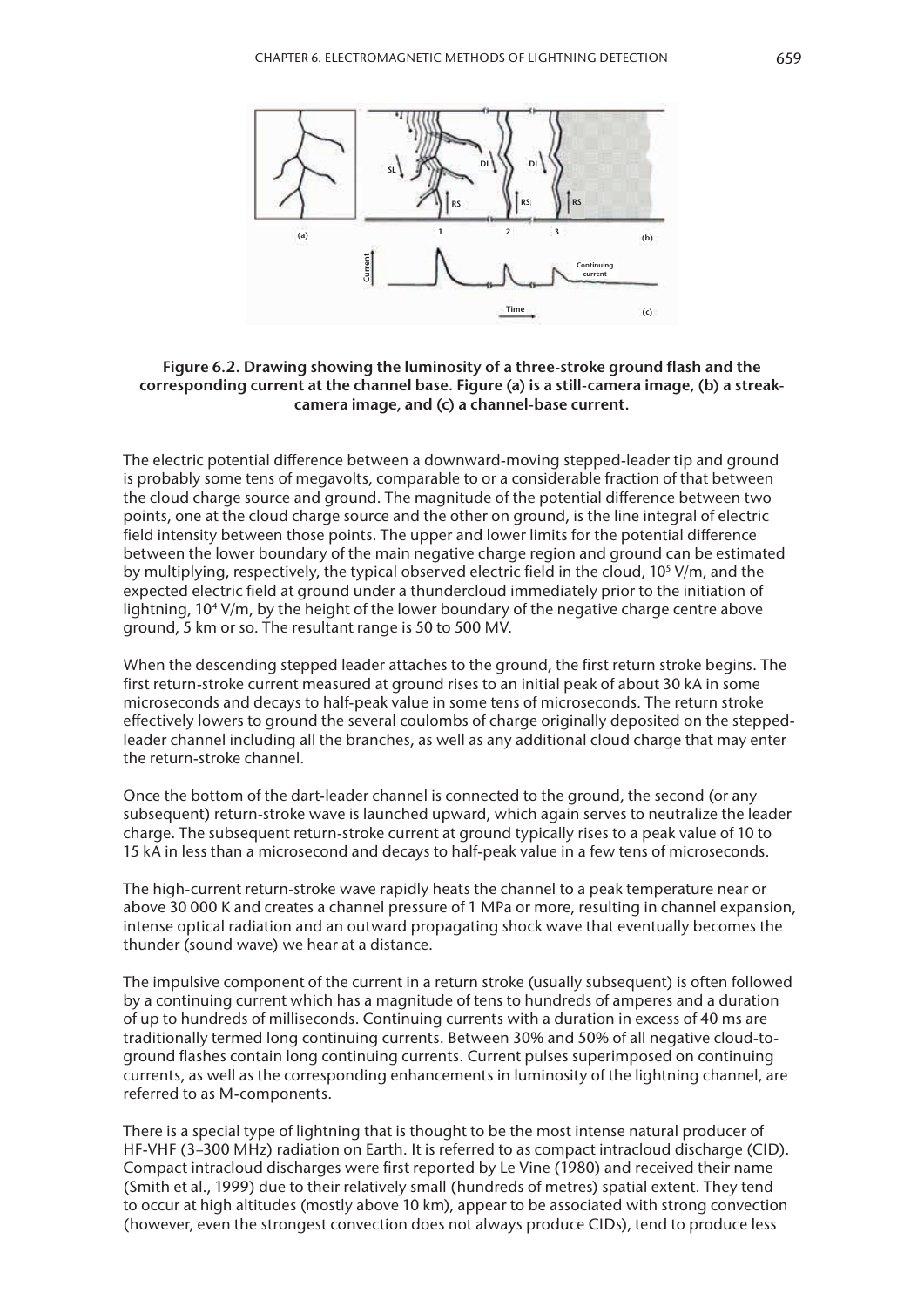**Figure 6.2. Drawing showing the luminosity of a three-stroke ground flash and the corresponding current at the channel base. Figure (a) is a still-camera image, (b) a streak-camera image, and (c) a channel-base current.**

The electric potential difference between a downward-moving stepped-leader tip and ground is probably some tens of megavolts, comparable to or a considerable fraction of that between the cloud charge source and ground. The magnitude of the potential difference between two points, one at the cloud charge source and the other on ground, is the line integral of electric field intensity between those points. The upper and lower limits for the potential difference between the lower boundary of the main negative charge region and ground can be estimated by multiplying, respectively, the typical observed electric field in the cloud, $10^5$ V/m, and the expected electric field at ground under a thundercloud immediately prior to the initiation of lightning, $10^4$ V/m, by the height of the lower boundary of the negative charge centre above ground, 5 km or so. The resultant range is 50 to 500 MV.

When the descending stepped leader attaches to the ground, the first return stroke begins. The first return-stroke current measured at ground rises to an initial peak of about 30 kA in some microseconds and decays to half-peak value in some tens of microseconds. The return stroke effectively lowers to ground the several coulombs of charge originally deposited on the stepped-leader channel including all the branches, as well as any additional cloud charge that may enter the return-stroke channel.

Once the bottom of the dart-leader channel is connected to the ground, the second (or any subsequent) return-stroke wave is launched upward, which again serves to neutralize the leader charge. The subsequent return-stroke current at ground typically rises to a peak value of 10 to 15 kA in less than a microsecond and decays to half-peak value in a few tens of microseconds.

The high-current return-stroke wave rapidly heats the channel to a peak temperature near or above 30 000 K and creates a channel pressure of 1 MPa or more, resulting in channel expansion, intense optical radiation and an outward propagating shock wave that eventually becomes the thunder (sound wave) we hear at a distance.

The impulsive component of the current in a return stroke (usually subsequent) is often followed by a continuing current which has a magnitude of tens to hundreds of amperes and a duration of up to hundreds of milliseconds. Continuing currents with a duration in excess of 40 ms are traditionally termed long continuing currents. Between 30% and 50% of all negative cloud-to-ground flashes contain long continuing currents. Current pulses superimposed on continuing currents, as well as the corresponding enhancements in luminosity of the lightning channel, are referred to as M-components.

There is a special type of lightning that is thought to be the most intense natural producer of HF-VHF (3–300 MHz) radiation on Earth. It is referred to as compact intracloud discharge (CID). Compact intracloud discharges were first reported by Le Vine (1980) and received their name (Smith et al., 1999) due to their relatively small (hundreds of metres) spatial extent. They tend to occur at high altitudes (mostly above 10 km), appear to be associated with strong convection (however, even the strongest convection does not always produce CIDs), tend to produce less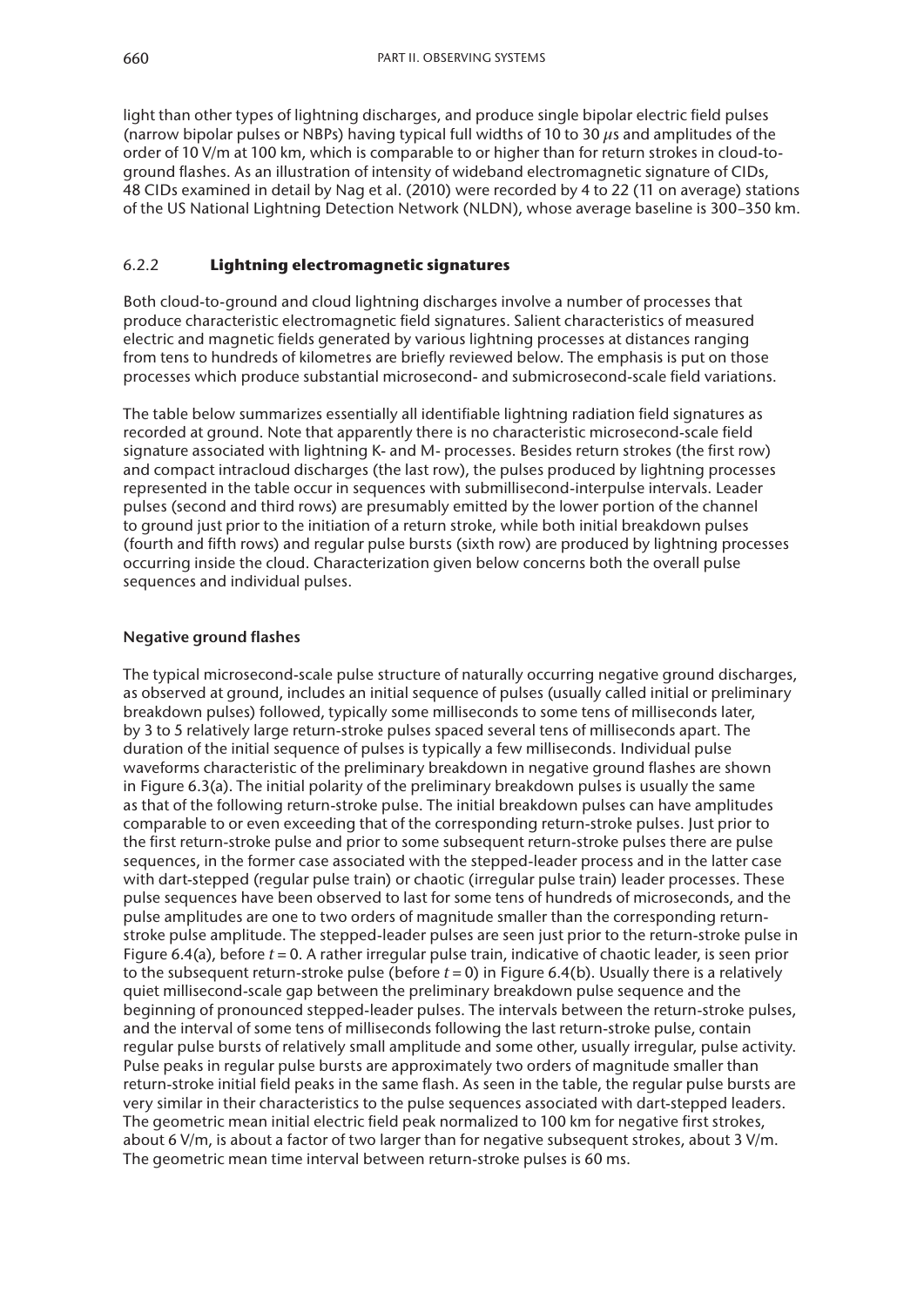light than other types of lightning discharges, and produce single bipolar electric field pulses (narrow bipolar pulses or NBPs) having typical full widths of 10 to 30 $\mu$s and amplitudes of the order of 10 V/m at 100 km, which is comparable to or higher than for return strokes in cloud-to-ground flashes. As an illustration of intensity of wideband electromagnetic signature of CIDs, 48 CIDs examined in detail by Nag et al. (2010) were recorded by 4 to 22 (11 on average) stations of the US National Lightning Detection Network (NLDN), whose average baseline is 300–350 km.

### 6.2.2 **Lightning electromagnetic signatures**

Both cloud-to-ground and cloud lightning discharges involve a number of processes that produce characteristic electromagnetic field signatures. Salient characteristics of measured electric and magnetic fields generated by various lightning processes at distances ranging from tens to hundreds of kilometres are briefly reviewed below. The emphasis is put on those processes which produce substantial microsecond- and submicrosecond-scale field variations.

The table below summarizes essentially all identifiable lightning radiation field signatures as recorded at ground. Note that apparently there is no characteristic microsecond-scale field signature associated with lightning K- and M- processes. Besides return strokes (the first row) and compact intracloud discharges (the last row), the pulses produced by lightning processes represented in the table occur in sequences with submillisecond-interpulse intervals. Leader pulses (second and third rows) are presumably emitted by the lower portion of the channel to ground just prior to the initiation of a return stroke, while both initial breakdown pulses (fourth and fifth rows) and regular pulse bursts (sixth row) are produced by lightning processes occurring inside the cloud. Characterization given below concerns both the overall pulse sequences and individual pulses.

#### Negative ground flashes

The typical microsecond-scale pulse structure of naturally occurring negative ground discharges, as observed at ground, includes an initial sequence of pulses (usually called initial or preliminary breakdown pulses) followed, typically some milliseconds to some tens of milliseconds later, by 3 to 5 relatively large return-stroke pulses spaced several tens of milliseconds apart. The duration of the initial sequence of pulses is typically a few milliseconds. Individual pulse waveforms characteristic of the preliminary breakdown in negative ground flashes are shown in Figure 6.3(a). The initial polarity of the preliminary breakdown pulses is usually the same as that of the following return-stroke pulse. The initial breakdown pulses can have amplitudes comparable to or even exceeding that of the corresponding return-stroke pulses. Just prior to the first return-stroke pulse and prior to some subsequent return-stroke pulses there are pulse sequences, in the former case associated with the stepped-leader process and in the latter case with dart-stepped (regular pulse train) or chaotic (irregular pulse train) leader processes. These pulse sequences have been observed to last for some tens of hundreds of microseconds, and the pulse amplitudes are one to two orders of magnitude smaller than the corresponding return-stroke pulse amplitude. The stepped-leader pulses are seen just prior to the return-stroke pulse in Figure 6.4(a), before $t = 0$. A rather irregular pulse train, indicative of chaotic leader, is seen prior to the subsequent return-stroke pulse (before $t = 0$) in Figure 6.4(b). Usually there is a relatively quiet millisecond-scale gap between the preliminary breakdown pulse sequence and the beginning of pronounced stepped-leader pulses. The intervals between the return-stroke pulses, and the interval of some tens of milliseconds following the last return-stroke pulse, contain regular pulse bursts of relatively small amplitude and some other, usually irregular, pulse activity. Pulse peaks in regular pulse bursts are approximately two orders of magnitude smaller than return-stroke initial field peaks in the same flash. As seen in the table, the regular pulse bursts are very similar in their characteristics to the pulse sequences associated with dart-stepped leaders. The geometric mean initial electric field peak normalized to 100 km for negative first strokes, about 6 V/m, is about a factor of two larger than for negative subsequent strokes, about 3 V/m. The geometric mean time interval between return-stroke pulses is 60 ms.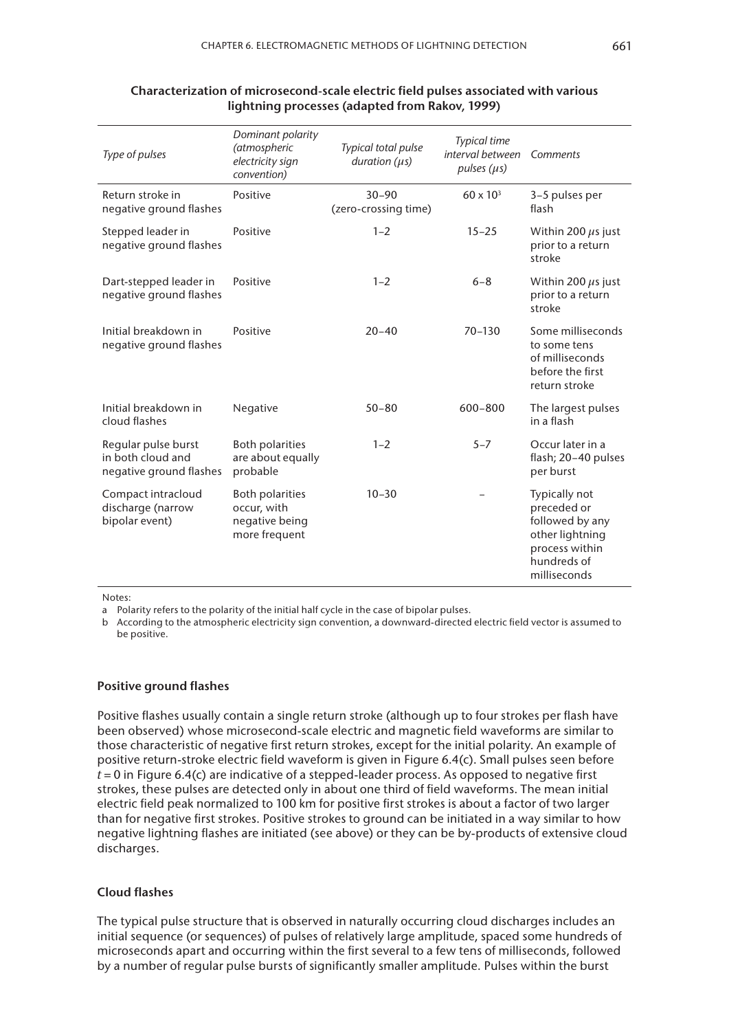**Characterization of microsecond-scale electric field pulses associated with various lightning processes (adapted from Rakov, 1999)**

| *Type of pulses* | *Dominant polarity (atmospheric electricity sign convention)* | *Typical total pulse duration (μs)* | *Typical time interval between pulses (μs)* | *Comments* |
|---|---|---|---|---|
| Return stroke in negative ground flashes | Positive | 30–90 (zero-crossing time) | $60 \times 10^3$ | 3–5 pulses per flash |
| Stepped leader in negative ground flashes | Positive | 1–2 | 15–25 | Within 200 μs just prior to a return stroke |
| Dart-stepped leader in negative ground flashes | Positive | 1–2 | 6–8 | Within 200 μs just prior to a return stroke |
| Initial breakdown in negative ground flashes | Positive | 20–40 | 70–130 | Some milliseconds to some tens of milliseconds before the first return stroke |
| Initial breakdown in cloud flashes | Negative | 50–80 | 600–800 | The largest pulses in a flash |
| Regular pulse burst in both cloud and negative ground flashes | Both polarities are about equally probable | 1–2 | 5–7 | Occur later in a flash; 20–40 pulses per burst |
| Compact intracloud discharge (narrow bipolar event) | Both polarities occur, with negative being more frequent | 10–30 | – | Typically not preceded or followed by any other lightning process within hundreds of milliseconds |

Notes:

a Polarity refers to the polarity of the initial half cycle in the case of bipolar pulses.

b According to the atmospheric electricity sign convention, a downward-directed electric field vector is assumed to be positive.

#### Positive ground flashes

Positive flashes usually contain a single return stroke (although up to four strokes per flash have been observed) whose microsecond-scale electric and magnetic field waveforms are similar to those characteristic of negative first return strokes, except for the initial polarity. An example of positive return-stroke electric field waveform is given in Figure 6.4(c). Small pulses seen before $t = 0$ in Figure 6.4(c) are indicative of a stepped-leader process. As opposed to negative first strokes, these pulses are detected only in about one third of field waveforms. The mean initial electric field peak normalized to 100 km for positive first strokes is about a factor of two larger than for negative first strokes. Positive strokes to ground can be initiated in a way similar to how negative lightning flashes are initiated (see above) or they can be by-products of extensive cloud discharges.

#### Cloud flashes

The typical pulse structure that is observed in naturally occurring cloud discharges includes an initial sequence (or sequences) of pulses of relatively large amplitude, spaced some hundreds of microseconds apart and occurring within the first several to a few tens of milliseconds, followed by a number of regular pulse bursts of significantly smaller amplitude. Pulses within the burst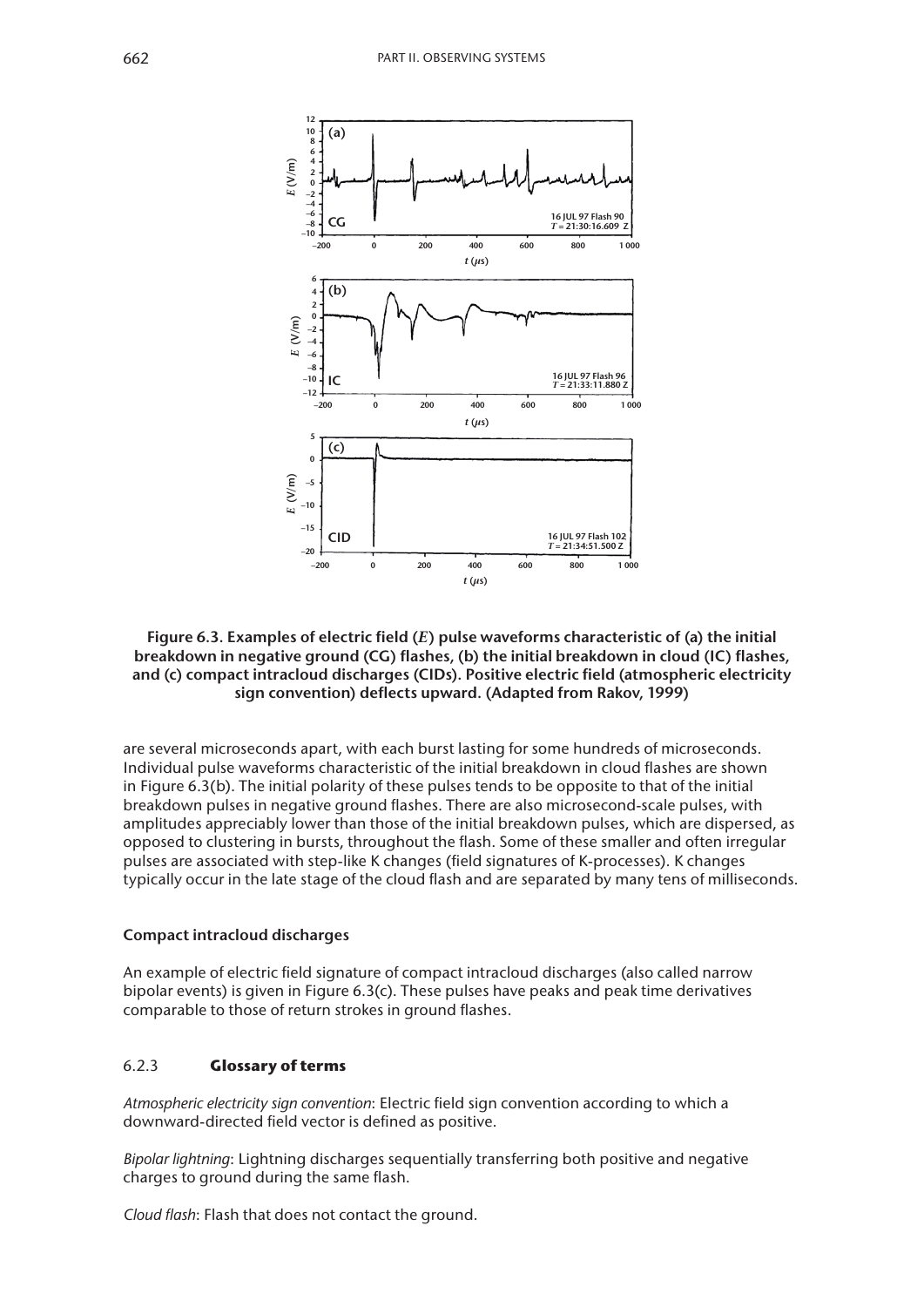Figure 6.3. Examples of electric field ($E$) pulse waveforms characteristic of (a) the initial breakdown in negative ground (CG) flashes, (b) the initial breakdown in cloud (IC) flashes, and (c) compact intracloud discharges (CIDs). Positive electric field (atmospheric electricity sign convention) deflects upward. (Adapted from Rakov, 1999)

are several microseconds apart, with each burst lasting for some hundreds of microseconds. Individual pulse waveforms characteristic of the initial breakdown in cloud flashes are shown in Figure 6.3(b). The initial polarity of these pulses tends to be opposite to that of the initial breakdown pulses in negative ground flashes. There are also microsecond-scale pulses, with amplitudes appreciably lower than those of the initial breakdown pulses, which are dispersed, as opposed to clustering in bursts, throughout the flash. Some of these smaller and often irregular pulses are associated with step-like K changes (field signatures of K-processes). K changes typically occur in the late stage of the cloud flash and are separated by many tens of milliseconds.

#### Compact intracloud discharges

An example of electric field signature of compact intracloud discharges (also called narrow bipolar events) is given in Figure 6.3(c). These pulses have peaks and peak time derivatives comparable to those of return strokes in ground flashes.

### 6.2.3 Glossary of terms

*Atmospheric electricity sign convention*: Electric field sign convention according to which a downward-directed field vector is defined as positive.

*Bipolar lightning*: Lightning discharges sequentially transferring both positive and negative charges to ground during the same flash.

*Cloud flash*: Flash that does not contact the ground.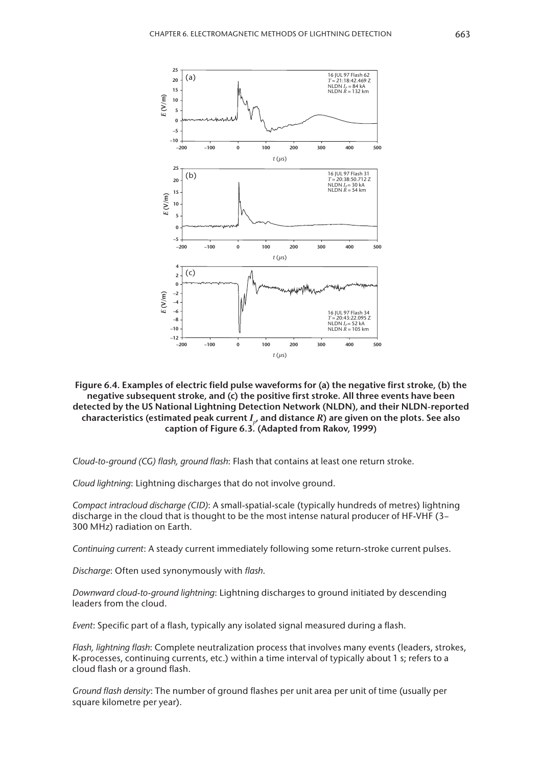**Figure 6.4. Examples of electric field pulse waveforms for (a) the negative first stroke, (b) the negative subsequent stroke, and (c) the positive first stroke. All three events have been detected by the US National Lightning Detection Network (NLDN), and their NLDN-reported characteristics (estimated peak current $I_p$, and distance $R$) are given on the plots. See also caption of Figure 6.3. (Adapted from Rakov, 1999)**

*Cloud-to-ground (CG) flash, ground flash*: Flash that contains at least one return stroke.

*Cloud lightning*: Lightning discharges that do not involve ground.

*Compact intracloud discharge (CID)*: A small-spatial-scale (typically hundreds of metres) lightning discharge in the cloud that is thought to be the most intense natural producer of HF-VHF (3–300 MHz) radiation on Earth.

*Continuing current*: A steady current immediately following some return-stroke current pulses.

*Discharge*: Often used synonymously with *flash*.

*Downward cloud-to-ground lightning*: Lightning discharges to ground initiated by descending leaders from the cloud.

*Event*: Specific part of a flash, typically any isolated signal measured during a flash.

*Flash, lightning flash*: Complete neutralization process that involves many events (leaders, strokes, K-processes, continuing currents, etc.) within a time interval of typically about 1 s; refers to a cloud flash or a ground flash.

*Ground flash density*: The number of ground flashes per unit area per unit of time (usually per square kilometre per year).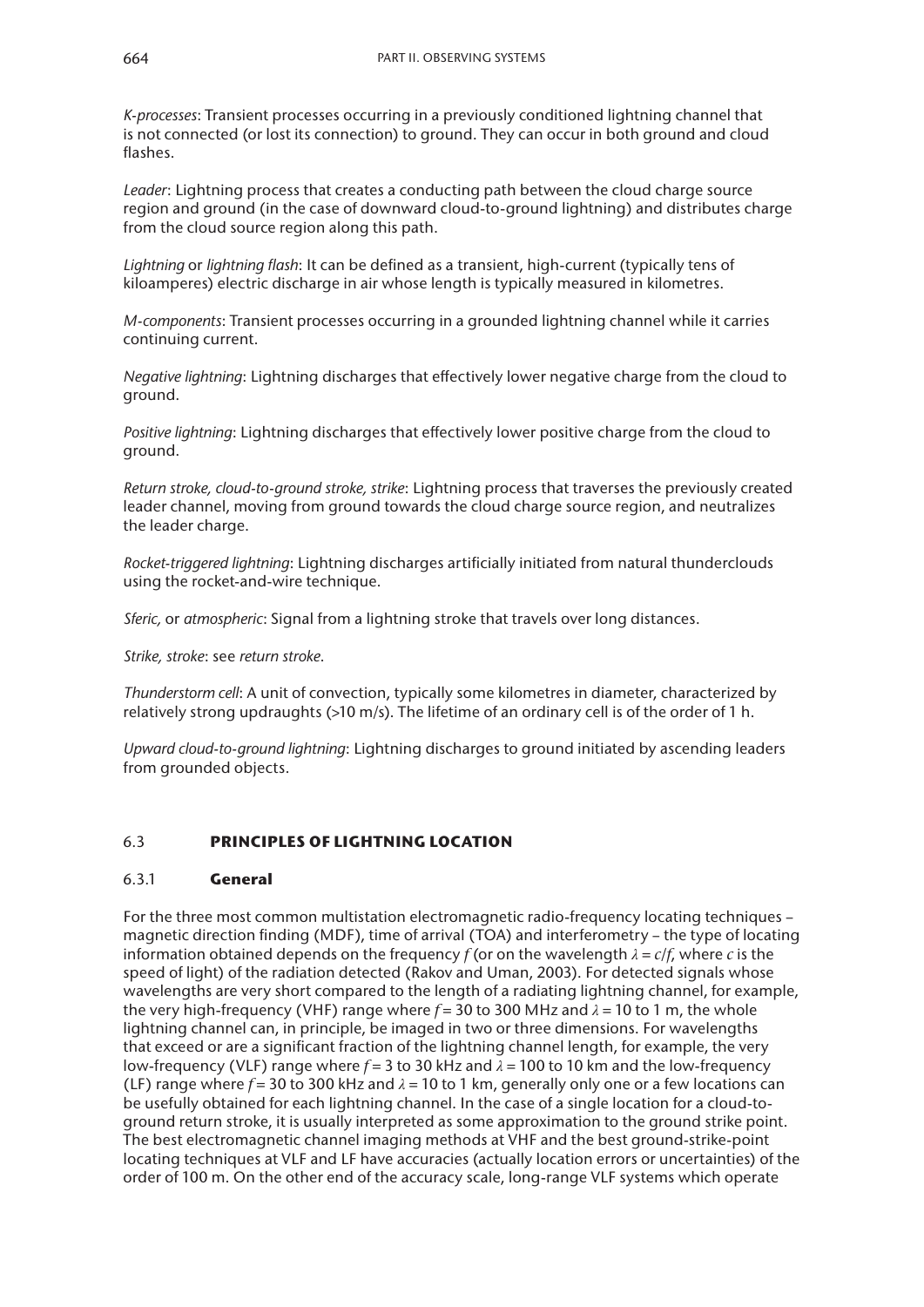*K-processes*: Transient processes occurring in a previously conditioned lightning channel that is not connected (or lost its connection) to ground. They can occur in both ground and cloud flashes.

*Leader*: Lightning process that creates a conducting path between the cloud charge source region and ground (in the case of downward cloud-to-ground lightning) and distributes charge from the cloud source region along this path.

*Lightning* or *lightning flash*: It can be defined as a transient, high-current (typically tens of kiloamperes) electric discharge in air whose length is typically measured in kilometres.

*M-components*: Transient processes occurring in a grounded lightning channel while it carries continuing current.

*Negative lightning*: Lightning discharges that effectively lower negative charge from the cloud to ground.

*Positive lightning*: Lightning discharges that effectively lower positive charge from the cloud to ground.

*Return stroke, cloud-to-ground stroke, strike*: Lightning process that traverses the previously created leader channel, moving from ground towards the cloud charge source region, and neutralizes the leader charge.

*Rocket-triggered lightning*: Lightning discharges artificially initiated from natural thunderclouds using the rocket-and-wire technique.

*Sferic,* or *atmospheric*: Signal from a lightning stroke that travels over long distances.

*Strike, stroke*: see *return stroke*.

*Thunderstorm cell*: A unit of convection, typically some kilometres in diameter, characterized by relatively strong updraughts (>10 m/s). The lifetime of an ordinary cell is of the order of 1 h.

*Upward cloud-to-ground lightning*: Lightning discharges to ground initiated by ascending leaders from grounded objects.

## 6.3 PRINCIPLES OF LIGHTNING LOCATION

### 6.3.1 General

For the three most common multistation electromagnetic radio-frequency locating techniques – magnetic direction finding (MDF), time of arrival (TOA) and interferometry – the type of locating information obtained depends on the frequency $f$ (or on the wavelength $\lambda = c/f$, where $c$ is the speed of light) of the radiation detected (Rakov and Uman, 2003). For detected signals whose wavelengths are very short compared to the length of a radiating lightning channel, for example, the very high-frequency (VHF) range where $f$ = 30 to 300 MHz and $\lambda$ = 10 to 1 m, the whole lightning channel can, in principle, be imaged in two or three dimensions. For wavelengths that exceed or are a significant fraction of the lightning channel length, for example, the very low-frequency (VLF) range where $f$ = 3 to 30 kHz and $\lambda$ = 100 to 10 km and the low-frequency (LF) range where $f$ = 30 to 300 kHz and $\lambda$ = 10 to 1 km, generally only one or a few locations can be usefully obtained for each lightning channel. In the case of a single location for a cloud-to-ground return stroke, it is usually interpreted as some approximation to the ground strike point. The best electromagnetic channel imaging methods at VHF and the best ground-strike-point locating techniques at VLF and LF have accuracies (actually location errors or uncertainties) of the order of 100 m. On the other end of the accuracy scale, long-range VLF systems which operate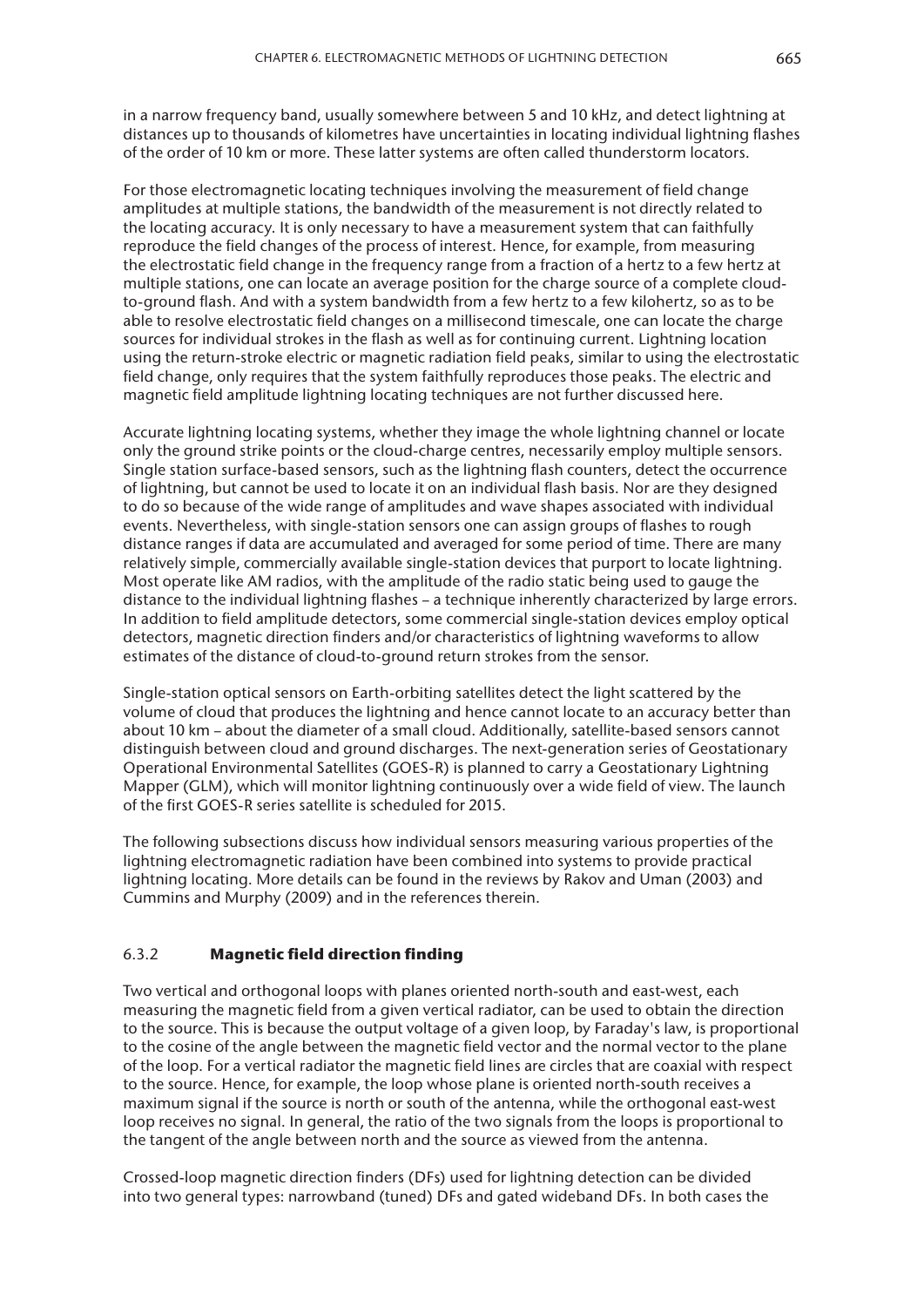in a narrow frequency band, usually somewhere between 5 and 10 kHz, and detect lightning at distances up to thousands of kilometres have uncertainties in locating individual lightning flashes of the order of 10 km or more. These latter systems are often called thunderstorm locators.

For those electromagnetic locating techniques involving the measurement of field change amplitudes at multiple stations, the bandwidth of the measurement is not directly related to the locating accuracy. It is only necessary to have a measurement system that can faithfully reproduce the field changes of the process of interest. Hence, for example, from measuring the electrostatic field change in the frequency range from a fraction of a hertz to a few hertz at multiple stations, one can locate an average position for the charge source of a complete cloud-to-ground flash. And with a system bandwidth from a few hertz to a few kilohertz, so as to be able to resolve electrostatic field changes on a millisecond timescale, one can locate the charge sources for individual strokes in the flash as well as for continuing current. Lightning location using the return-stroke electric or magnetic radiation field peaks, similar to using the electrostatic field change, only requires that the system faithfully reproduces those peaks. The electric and magnetic field amplitude lightning locating techniques are not further discussed here.

Accurate lightning locating systems, whether they image the whole lightning channel or locate only the ground strike points or the cloud-charge centres, necessarily employ multiple sensors. Single station surface-based sensors, such as the lightning flash counters, detect the occurrence of lightning, but cannot be used to locate it on an individual flash basis. Nor are they designed to do so because of the wide range of amplitudes and wave shapes associated with individual events. Nevertheless, with single-station sensors one can assign groups of flashes to rough distance ranges if data are accumulated and averaged for some period of time. There are many relatively simple, commercially available single-station devices that purport to locate lightning. Most operate like AM radios, with the amplitude of the radio static being used to gauge the distance to the individual lightning flashes – a technique inherently characterized by large errors. In addition to field amplitude detectors, some commercial single-station devices employ optical detectors, magnetic direction finders and/or characteristics of lightning waveforms to allow estimates of the distance of cloud-to-ground return strokes from the sensor.

Single-station optical sensors on Earth-orbiting satellites detect the light scattered by the volume of cloud that produces the lightning and hence cannot locate to an accuracy better than about 10 km – about the diameter of a small cloud. Additionally, satellite-based sensors cannot distinguish between cloud and ground discharges. The next-generation series of Geostationary Operational Environmental Satellites (GOES-R) is planned to carry a Geostationary Lightning Mapper (GLM), which will monitor lightning continuously over a wide field of view. The launch of the first GOES-R series satellite is scheduled for 2015.

The following subsections discuss how individual sensors measuring various properties of the lightning electromagnetic radiation have been combined into systems to provide practical lightning locating. More details can be found in the reviews by Rakov and Uman (2003) and Cummins and Murphy (2009) and in the references therein.

### 6.3.2 Magnetic field direction finding

Two vertical and orthogonal loops with planes oriented north-south and east-west, each measuring the magnetic field from a given vertical radiator, can be used to obtain the direction to the source. This is because the output voltage of a given loop, by Faraday's law, is proportional to the cosine of the angle between the magnetic field vector and the normal vector to the plane of the loop. For a vertical radiator the magnetic field lines are circles that are coaxial with respect to the source. Hence, for example, the loop whose plane is oriented north-south receives a maximum signal if the source is north or south of the antenna, while the orthogonal east-west loop receives no signal. In general, the ratio of the two signals from the loops is proportional to the tangent of the angle between north and the source as viewed from the antenna.

Crossed-loop magnetic direction finders (DFs) used for lightning detection can be divided into two general types: narrowband (tuned) DFs and gated wideband DFs. In both cases the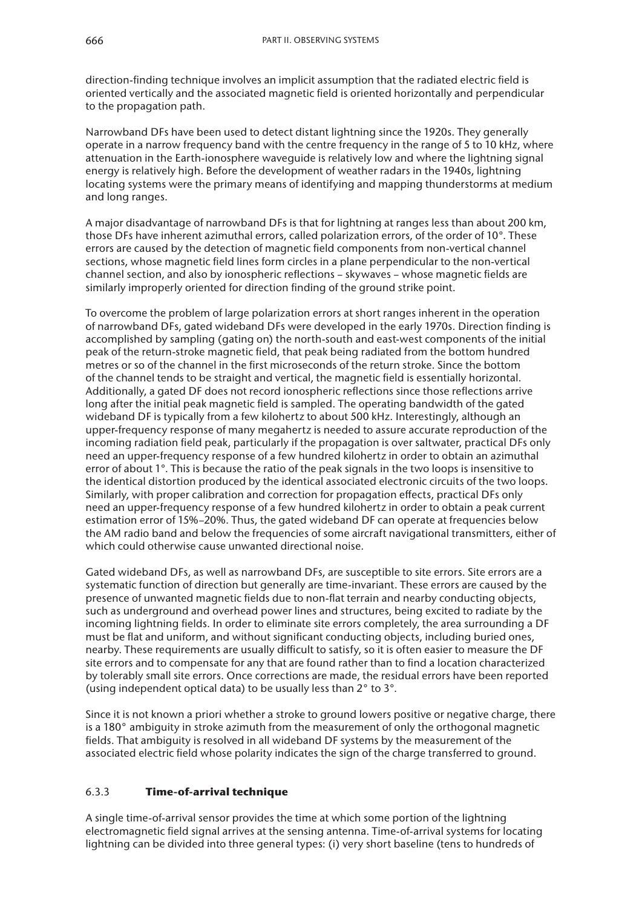direction-finding technique involves an implicit assumption that the radiated electric field is oriented vertically and the associated magnetic field is oriented horizontally and perpendicular to the propagation path.

Narrowband DFs have been used to detect distant lightning since the 1920s. They generally operate in a narrow frequency band with the centre frequency in the range of 5 to 10 kHz, where attenuation in the Earth-ionosphere waveguide is relatively low and where the lightning signal energy is relatively high. Before the development of weather radars in the 1940s, lightning locating systems were the primary means of identifying and mapping thunderstorms at medium and long ranges.

A major disadvantage of narrowband DFs is that for lightning at ranges less than about 200 km, those DFs have inherent azimuthal errors, called polarization errors, of the order of 10°. These errors are caused by the detection of magnetic field components from non-vertical channel sections, whose magnetic field lines form circles in a plane perpendicular to the non-vertical channel section, and also by ionospheric reflections – skywaves – whose magnetic fields are similarly improperly oriented for direction finding of the ground strike point.

To overcome the problem of large polarization errors at short ranges inherent in the operation of narrowband DFs, gated wideband DFs were developed in the early 1970s. Direction finding is accomplished by sampling (gating on) the north-south and east-west components of the initial peak of the return-stroke magnetic field, that peak being radiated from the bottom hundred metres or so of the channel in the first microseconds of the return stroke. Since the bottom of the channel tends to be straight and vertical, the magnetic field is essentially horizontal. Additionally, a gated DF does not record ionospheric reflections since those reflections arrive long after the initial peak magnetic field is sampled. The operating bandwidth of the gated wideband DF is typically from a few kilohertz to about 500 kHz. Interestingly, although an upper-frequency response of many megahertz is needed to assure accurate reproduction of the incoming radiation field peak, particularly if the propagation is over saltwater, practical DFs only need an upper-frequency response of a few hundred kilohertz in order to obtain an azimuthal error of about 1°. This is because the ratio of the peak signals in the two loops is insensitive to the identical distortion produced by the identical associated electronic circuits of the two loops. Similarly, with proper calibration and correction for propagation effects, practical DFs only need an upper-frequency response of a few hundred kilohertz in order to obtain a peak current estimation error of 15%–20%. Thus, the gated wideband DF can operate at frequencies below the AM radio band and below the frequencies of some aircraft navigational transmitters, either of which could otherwise cause unwanted directional noise.

Gated wideband DFs, as well as narrowband DFs, are susceptible to site errors. Site errors are a systematic function of direction but generally are time-invariant. These errors are caused by the presence of unwanted magnetic fields due to non-flat terrain and nearby conducting objects, such as underground and overhead power lines and structures, being excited to radiate by the incoming lightning fields. In order to eliminate site errors completely, the area surrounding a DF must be flat and uniform, and without significant conducting objects, including buried ones, nearby. These requirements are usually difficult to satisfy, so it is often easier to measure the DF site errors and to compensate for any that are found rather than to find a location characterized by tolerably small site errors. Once corrections are made, the residual errors have been reported (using independent optical data) to be usually less than 2° to 3°.

Since it is not known a priori whether a stroke to ground lowers positive or negative charge, there is a 180° ambiguity in stroke azimuth from the measurement of only the orthogonal magnetic fields. That ambiguity is resolved in all wideband DF systems by the measurement of the associated electric field whose polarity indicates the sign of the charge transferred to ground.

### 6.3.3 **Time-of-arrival technique**

A single time-of-arrival sensor provides the time at which some portion of the lightning electromagnetic field signal arrives at the sensing antenna. Time-of-arrival systems for locating lightning can be divided into three general types: (i) very short baseline (tens to hundreds of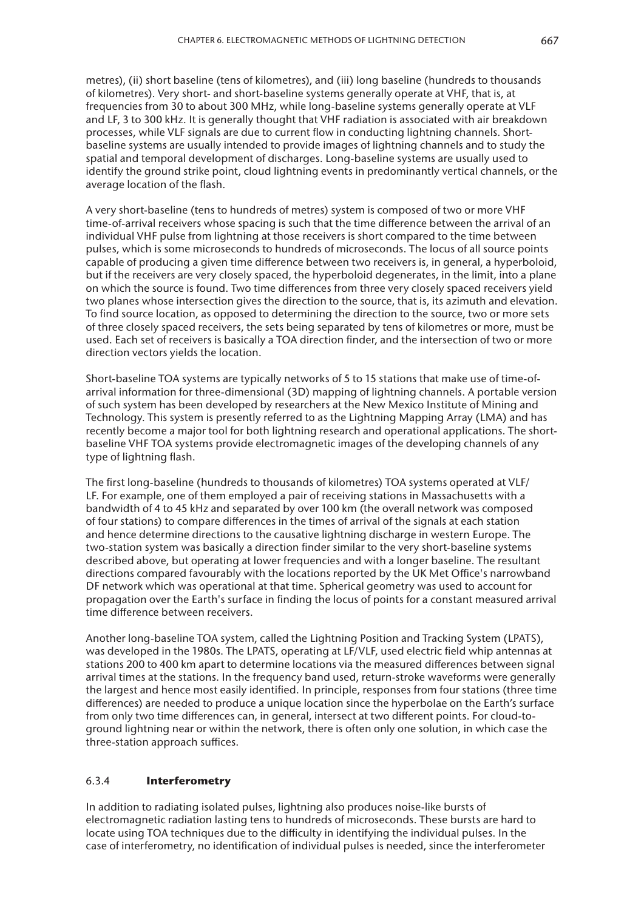metres), (ii) short baseline (tens of kilometres), and (iii) long baseline (hundreds to thousands of kilometres). Very short- and short-baseline systems generally operate at VHF, that is, at frequencies from 30 to about 300 MHz, while long-baseline systems generally operate at VLF and LF, 3 to 300 kHz. It is generally thought that VHF radiation is associated with air breakdown processes, while VLF signals are due to current flow in conducting lightning channels. Short-baseline systems are usually intended to provide images of lightning channels and to study the spatial and temporal development of discharges. Long-baseline systems are usually used to identify the ground strike point, cloud lightning events in predominantly vertical channels, or the average location of the flash.

A very short-baseline (tens to hundreds of metres) system is composed of two or more VHF time-of-arrival receivers whose spacing is such that the time difference between the arrival of an individual VHF pulse from lightning at those receivers is short compared to the time between pulses, which is some microseconds to hundreds of microseconds. The locus of all source points capable of producing a given time difference between two receivers is, in general, a hyperboloid, but if the receivers are very closely spaced, the hyperboloid degenerates, in the limit, into a plane on which the source is found. Two time differences from three very closely spaced receivers yield two planes whose intersection gives the direction to the source, that is, its azimuth and elevation. To find source location, as opposed to determining the direction to the source, two or more sets of three closely spaced receivers, the sets being separated by tens of kilometres or more, must be used. Each set of receivers is basically a TOA direction finder, and the intersection of two or more direction vectors yields the location.

Short-baseline TOA systems are typically networks of 5 to 15 stations that make use of time-of-arrival information for three-dimensional (3D) mapping of lightning channels. A portable version of such system has been developed by researchers at the New Mexico Institute of Mining and Technology. This system is presently referred to as the Lightning Mapping Array (LMA) and has recently become a major tool for both lightning research and operational applications. The short-baseline VHF TOA systems provide electromagnetic images of the developing channels of any type of lightning flash.

The first long-baseline (hundreds to thousands of kilometres) TOA systems operated at VLF/LF. For example, one of them employed a pair of receiving stations in Massachusetts with a bandwidth of 4 to 45 kHz and separated by over 100 km (the overall network was composed of four stations) to compare differences in the times of arrival of the signals at each station and hence determine directions to the causative lightning discharge in western Europe. The two-station system was basically a direction finder similar to the very short-baseline systems described above, but operating at lower frequencies and with a longer baseline. The resultant directions compared favourably with the locations reported by the UK Met Office's narrowband DF network which was operational at that time. Spherical geometry was used to account for propagation over the Earth's surface in finding the locus of points for a constant measured arrival time difference between receivers.

Another long-baseline TOA system, called the Lightning Position and Tracking System (LPATS), was developed in the 1980s. The LPATS, operating at LF/VLF, used electric field whip antennas at stations 200 to 400 km apart to determine locations via the measured differences between signal arrival times at the stations. In the frequency band used, return-stroke waveforms were generally the largest and hence most easily identified. In principle, responses from four stations (three time differences) are needed to produce a unique location since the hyperbolae on the Earth's surface from only two time differences can, in general, intersect at two different points. For cloud-to-ground lightning near or within the network, there is often only one solution, in which case the three-station approach suffices.

### 6.3.4 **Interferometry**

In addition to radiating isolated pulses, lightning also produces noise-like bursts of electromagnetic radiation lasting tens to hundreds of microseconds. These bursts are hard to locate using TOA techniques due to the difficulty in identifying the individual pulses. In the case of interferometry, no identification of individual pulses is needed, since the interferometer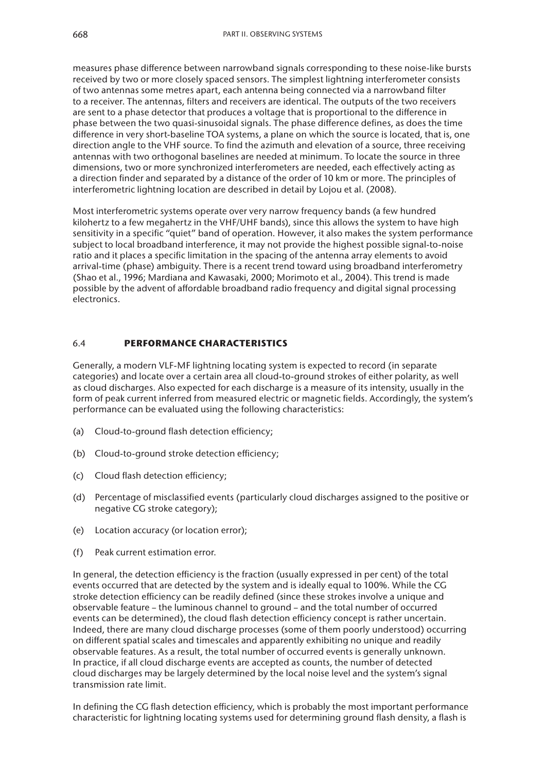measures phase difference between narrowband signals corresponding to these noise-like bursts received by two or more closely spaced sensors. The simplest lightning interferometer consists of two antennas some metres apart, each antenna being connected via a narrowband filter to a receiver. The antennas, filters and receivers are identical. The outputs of the two receivers are sent to a phase detector that produces a voltage that is proportional to the difference in phase between the two quasi-sinusoidal signals. The phase difference defines, as does the time difference in very short-baseline TOA systems, a plane on which the source is located, that is, one direction angle to the VHF source. To find the azimuth and elevation of a source, three receiving antennas with two orthogonal baselines are needed at minimum. To locate the source in three dimensions, two or more synchronized interferometers are needed, each effectively acting as a direction finder and separated by a distance of the order of 10 km or more. The principles of interferometric lightning location are described in detail by Lojou et al. (2008).

Most interferometric systems operate over very narrow frequency bands (a few hundred kilohertz to a few megahertz in the VHF/UHF bands), since this allows the system to have high sensitivity in a specific "quiet" band of operation. However, it also makes the system performance subject to local broadband interference, it may not provide the highest possible signal-to-noise ratio and it places a specific limitation in the spacing of the antenna array elements to avoid arrival-time (phase) ambiguity. There is a recent trend toward using broadband interferometry (Shao et al., 1996; Mardiana and Kawasaki, 2000; Morimoto et al., 2004). This trend is made possible by the advent of affordable broadband radio frequency and digital signal processing electronics.

## 6.4 PERFORMANCE CHARACTERISTICS

Generally, a modern VLF-MF lightning locating system is expected to record (in separate categories) and locate over a certain area all cloud-to-ground strokes of either polarity, as well as cloud discharges. Also expected for each discharge is a measure of its intensity, usually in the form of peak current inferred from measured electric or magnetic fields. Accordingly, the system's performance can be evaluated using the following characteristics:

(a) Cloud-to-ground flash detection efficiency;

(b) Cloud-to-ground stroke detection efficiency;

(c) Cloud flash detection efficiency;

(d) Percentage of misclassified events (particularly cloud discharges assigned to the positive or negative CG stroke category);

(e) Location accuracy (or location error);

(f) Peak current estimation error.

In general, the detection efficiency is the fraction (usually expressed in per cent) of the total events occurred that are detected by the system and is ideally equal to 100%. While the CG stroke detection efficiency can be readily defined (since these strokes involve a unique and observable feature – the luminous channel to ground – and the total number of occurred events can be determined), the cloud flash detection efficiency concept is rather uncertain. Indeed, there are many cloud discharge processes (some of them poorly understood) occurring on different spatial scales and timescales and apparently exhibiting no unique and readily observable features. As a result, the total number of occurred events is generally unknown. In practice, if all cloud discharge events are accepted as counts, the number of detected cloud discharges may be largely determined by the local noise level and the system's signal transmission rate limit.

In defining the CG flash detection efficiency, which is probably the most important performance characteristic for lightning locating systems used for determining ground flash density, a flash is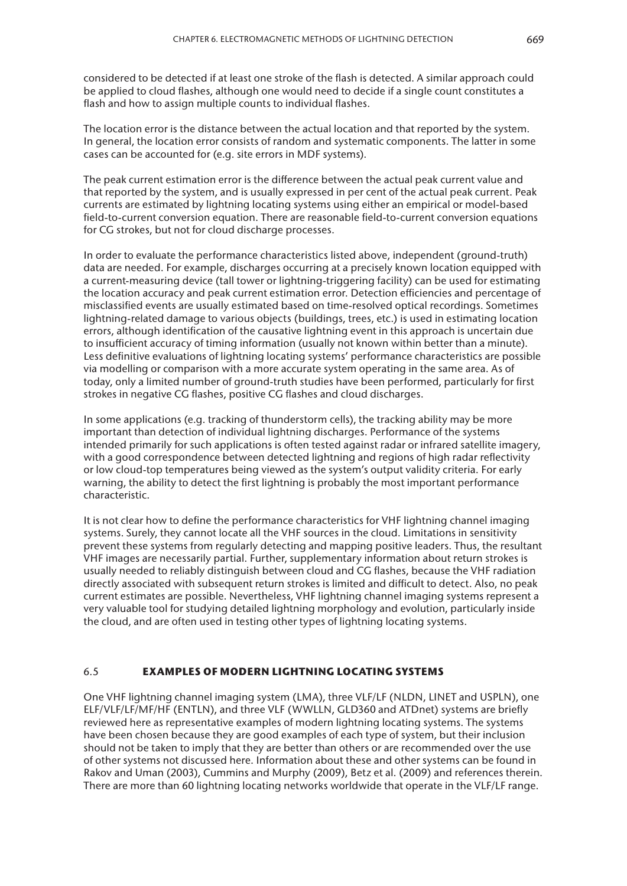considered to be detected if at least one stroke of the flash is detected. A similar approach could be applied to cloud flashes, although one would need to decide if a single count constitutes a flash and how to assign multiple counts to individual flashes.

The location error is the distance between the actual location and that reported by the system. In general, the location error consists of random and systematic components. The latter in some cases can be accounted for (e.g. site errors in MDF systems).

The peak current estimation error is the difference between the actual peak current value and that reported by the system, and is usually expressed in per cent of the actual peak current. Peak currents are estimated by lightning locating systems using either an empirical or model-based field-to-current conversion equation. There are reasonable field-to-current conversion equations for CG strokes, but not for cloud discharge processes.

In order to evaluate the performance characteristics listed above, independent (ground-truth) data are needed. For example, discharges occurring at a precisely known location equipped with a current-measuring device (tall tower or lightning-triggering facility) can be used for estimating the location accuracy and peak current estimation error. Detection efficiencies and percentage of misclassified events are usually estimated based on time-resolved optical recordings. Sometimes lightning-related damage to various objects (buildings, trees, etc.) is used in estimating location errors, although identification of the causative lightning event in this approach is uncertain due to insufficient accuracy of timing information (usually not known within better than a minute). Less definitive evaluations of lightning locating systems' performance characteristics are possible via modelling or comparison with a more accurate system operating in the same area. As of today, only a limited number of ground-truth studies have been performed, particularly for first strokes in negative CG flashes, positive CG flashes and cloud discharges.

In some applications (e.g. tracking of thunderstorm cells), the tracking ability may be more important than detection of individual lightning discharges. Performance of the systems intended primarily for such applications is often tested against radar or infrared satellite imagery, with a good correspondence between detected lightning and regions of high radar reflectivity or low cloud-top temperatures being viewed as the system's output validity criteria. For early warning, the ability to detect the first lightning is probably the most important performance characteristic.

It is not clear how to define the performance characteristics for VHF lightning channel imaging systems. Surely, they cannot locate all the VHF sources in the cloud. Limitations in sensitivity prevent these systems from regularly detecting and mapping positive leaders. Thus, the resultant VHF images are necessarily partial. Further, supplementary information about return strokes is usually needed to reliably distinguish between cloud and CG flashes, because the VHF radiation directly associated with subsequent return strokes is limited and difficult to detect. Also, no peak current estimates are possible. Nevertheless, VHF lightning channel imaging systems represent a very valuable tool for studying detailed lightning morphology and evolution, particularly inside the cloud, and are often used in testing other types of lightning locating systems.

## 6.5 EXAMPLES OF MODERN LIGHTNING LOCATING SYSTEMS

One VHF lightning channel imaging system (LMA), three VLF/LF (NLDN, LINET and USPLN), one ELF/VLF/LF/MF/HF (ENTLN), and three VLF (WWLLN, GLD360 and ATDnet) systems are briefly reviewed here as representative examples of modern lightning locating systems. The systems have been chosen because they are good examples of each type of system, but their inclusion should not be taken to imply that they are better than others or are recommended over the use of other systems not discussed here. Information about these and other systems can be found in Rakov and Uman (2003), Cummins and Murphy (2009), Betz et al. (2009) and references therein. There are more than 60 lightning locating networks worldwide that operate in the VLF/LF range.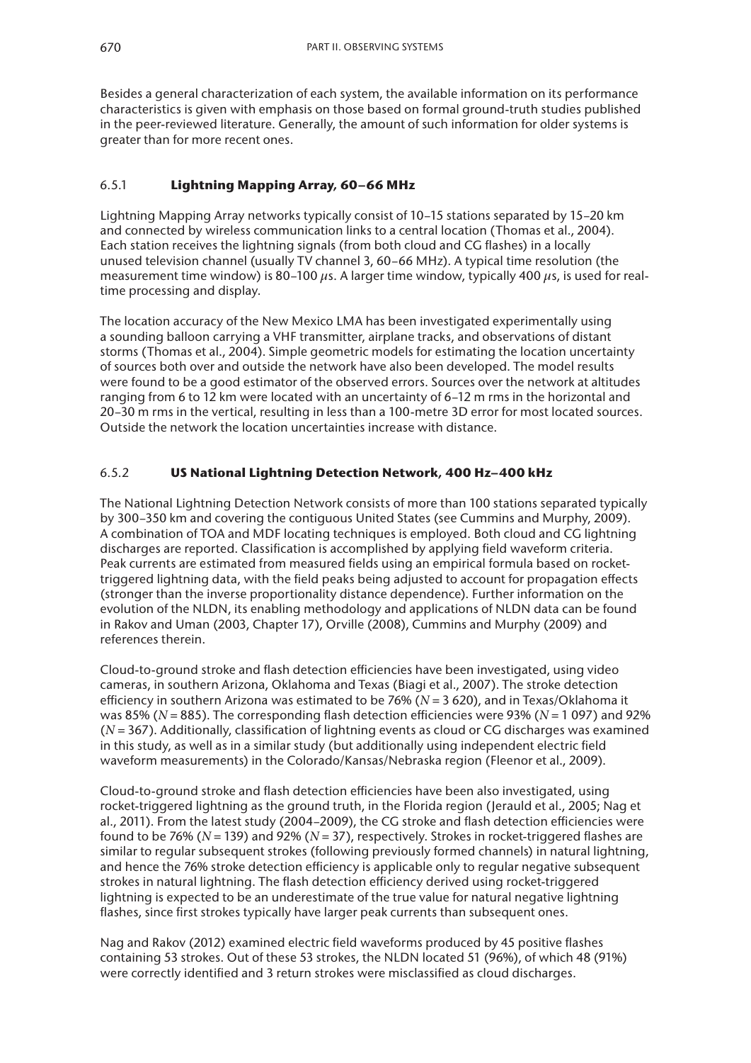Besides a general characterization of each system, the available information on its performance characteristics is given with emphasis on those based on formal ground-truth studies published in the peer-reviewed literature. Generally, the amount of such information for older systems is greater than for more recent ones.

### 6.5.1 **Lightning Mapping Array, 60–66 MHz**

Lightning Mapping Array networks typically consist of 10–15 stations separated by 15–20 km and connected by wireless communication links to a central location (Thomas et al., 2004). Each station receives the lightning signals (from both cloud and CG flashes) in a locally unused television channel (usually TV channel 3, 60–66 MHz). A typical time resolution (the measurement time window) is 80–100 $\mu$s. A larger time window, typically 400 $\mu$s, is used for real-time processing and display.

The location accuracy of the New Mexico LMA has been investigated experimentally using a sounding balloon carrying a VHF transmitter, airplane tracks, and observations of distant storms (Thomas et al., 2004). Simple geometric models for estimating the location uncertainty of sources both over and outside the network have also been developed. The model results were found to be a good estimator of the observed errors. Sources over the network at altitudes ranging from 6 to 12 km were located with an uncertainty of 6–12 m rms in the horizontal and 20–30 m rms in the vertical, resulting in less than a 100-metre 3D error for most located sources. Outside the network the location uncertainties increase with distance.

### 6.5.2 **US National Lightning Detection Network, 400 Hz–400 kHz**

The National Lightning Detection Network consists of more than 100 stations separated typically by 300–350 km and covering the contiguous United States (see Cummins and Murphy, 2009). A combination of TOA and MDF locating techniques is employed. Both cloud and CG lightning discharges are reported. Classification is accomplished by applying field waveform criteria. Peak currents are estimated from measured fields using an empirical formula based on rocket-triggered lightning data, with the field peaks being adjusted to account for propagation effects (stronger than the inverse proportionality distance dependence). Further information on the evolution of the NLDN, its enabling methodology and applications of NLDN data can be found in Rakov and Uman (2003, Chapter 17), Orville (2008), Cummins and Murphy (2009) and references therein.

Cloud-to-ground stroke and flash detection efficiencies have been investigated, using video cameras, in southern Arizona, Oklahoma and Texas (Biagi et al., 2007). The stroke detection efficiency in southern Arizona was estimated to be 76% ($N = 3\,620$), and in Texas/Oklahoma it was 85% ($N = 885$). The corresponding flash detection efficiencies were 93% ($N = 1\,097$) and 92% ($N = 367$). Additionally, classification of lightning events as cloud or CG discharges was examined in this study, as well as in a similar study (but additionally using independent electric field waveform measurements) in the Colorado/Kansas/Nebraska region (Fleenor et al., 2009).

Cloud-to-ground stroke and flash detection efficiencies have been also investigated, using rocket-triggered lightning as the ground truth, in the Florida region (Jerauld et al., 2005; Nag et al., 2011). From the latest study (2004–2009), the CG stroke and flash detection efficiencies were found to be 76% ($N = 139$) and 92% ($N = 37$), respectively. Strokes in rocket-triggered flashes are similar to regular subsequent strokes (following previously formed channels) in natural lightning, and hence the 76% stroke detection efficiency is applicable only to regular negative subsequent strokes in natural lightning. The flash detection efficiency derived using rocket-triggered lightning is expected to be an underestimate of the true value for natural negative lightning flashes, since first strokes typically have larger peak currents than subsequent ones.

Nag and Rakov (2012) examined electric field waveforms produced by 45 positive flashes containing 53 strokes. Out of these 53 strokes, the NLDN located 51 (96%), of which 48 (91%) were correctly identified and 3 return strokes were misclassified as cloud discharges.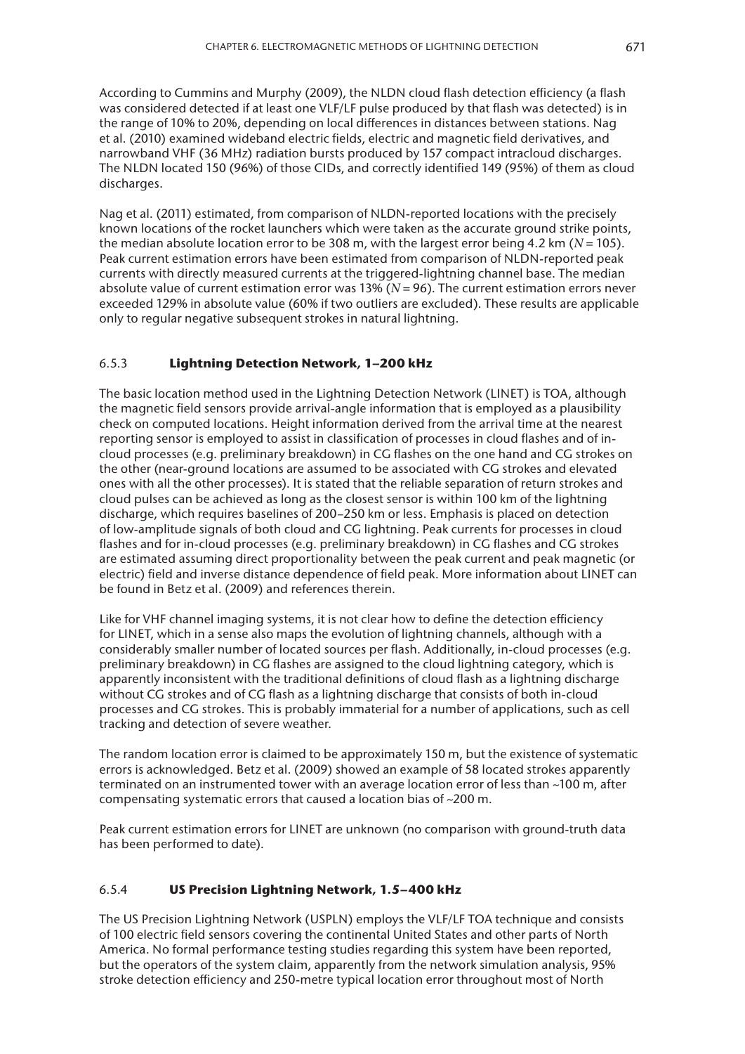According to Cummins and Murphy (2009), the NLDN cloud flash detection efficiency (a flash was considered detected if at least one VLF/LF pulse produced by that flash was detected) is in the range of 10% to 20%, depending on local differences in distances between stations. Nag et al. (2010) examined wideband electric fields, electric and magnetic field derivatives, and narrowband VHF (36 MHz) radiation bursts produced by 157 compact intracloud discharges. The NLDN located 150 (96%) of those CIDs, and correctly identified 149 (95%) of them as cloud discharges.

Nag et al. (2011) estimated, from comparison of NLDN-reported locations with the precisely known locations of the rocket launchers which were taken as the accurate ground strike points, the median absolute location error to be 308 m, with the largest error being 4.2 km ($N = 105$). Peak current estimation errors have been estimated from comparison of NLDN-reported peak currents with directly measured currents at the triggered-lightning channel base. The median absolute value of current estimation error was 13% ($N = 96$). The current estimation errors never exceeded 129% in absolute value (60% if two outliers are excluded). These results are applicable only to regular negative subsequent strokes in natural lightning.

### 6.5.3 Lightning Detection Network, 1–200 kHz

The basic location method used in the Lightning Detection Network (LINET) is TOA, although the magnetic field sensors provide arrival-angle information that is employed as a plausibility check on computed locations. Height information derived from the arrival time at the nearest reporting sensor is employed to assist in classification of processes in cloud flashes and of in-cloud processes (e.g. preliminary breakdown) in CG flashes on the one hand and CG strokes on the other (near-ground locations are assumed to be associated with CG strokes and elevated ones with all the other processes). It is stated that the reliable separation of return strokes and cloud pulses can be achieved as long as the closest sensor is within 100 km of the lightning discharge, which requires baselines of 200–250 km or less. Emphasis is placed on detection of low-amplitude signals of both cloud and CG lightning. Peak currents for processes in cloud flashes and for in-cloud processes (e.g. preliminary breakdown) in CG flashes and CG strokes are estimated assuming direct proportionality between the peak current and peak magnetic (or electric) field and inverse distance dependence of field peak. More information about LINET can be found in Betz et al. (2009) and references therein.

Like for VHF channel imaging systems, it is not clear how to define the detection efficiency for LINET, which in a sense also maps the evolution of lightning channels, although with a considerably smaller number of located sources per flash. Additionally, in-cloud processes (e.g. preliminary breakdown) in CG flashes are assigned to the cloud lightning category, which is apparently inconsistent with the traditional definitions of cloud flash as a lightning discharge without CG strokes and of CG flash as a lightning discharge that consists of both in-cloud processes and CG strokes. This is probably immaterial for a number of applications, such as cell tracking and detection of severe weather.

The random location error is claimed to be approximately 150 m, but the existence of systematic errors is acknowledged. Betz et al. (2009) showed an example of 58 located strokes apparently terminated on an instrumented tower with an average location error of less than ~100 m, after compensating systematic errors that caused a location bias of ~200 m.

Peak current estimation errors for LINET are unknown (no comparison with ground-truth data has been performed to date).

### 6.5.4 US Precision Lightning Network, 1.5–400 kHz

The US Precision Lightning Network (USPLN) employs the VLF/LF TOA technique and consists of 100 electric field sensors covering the continental United States and other parts of North America. No formal performance testing studies regarding this system have been reported, but the operators of the system claim, apparently from the network simulation analysis, 95% stroke detection efficiency and 250-metre typical location error throughout most of North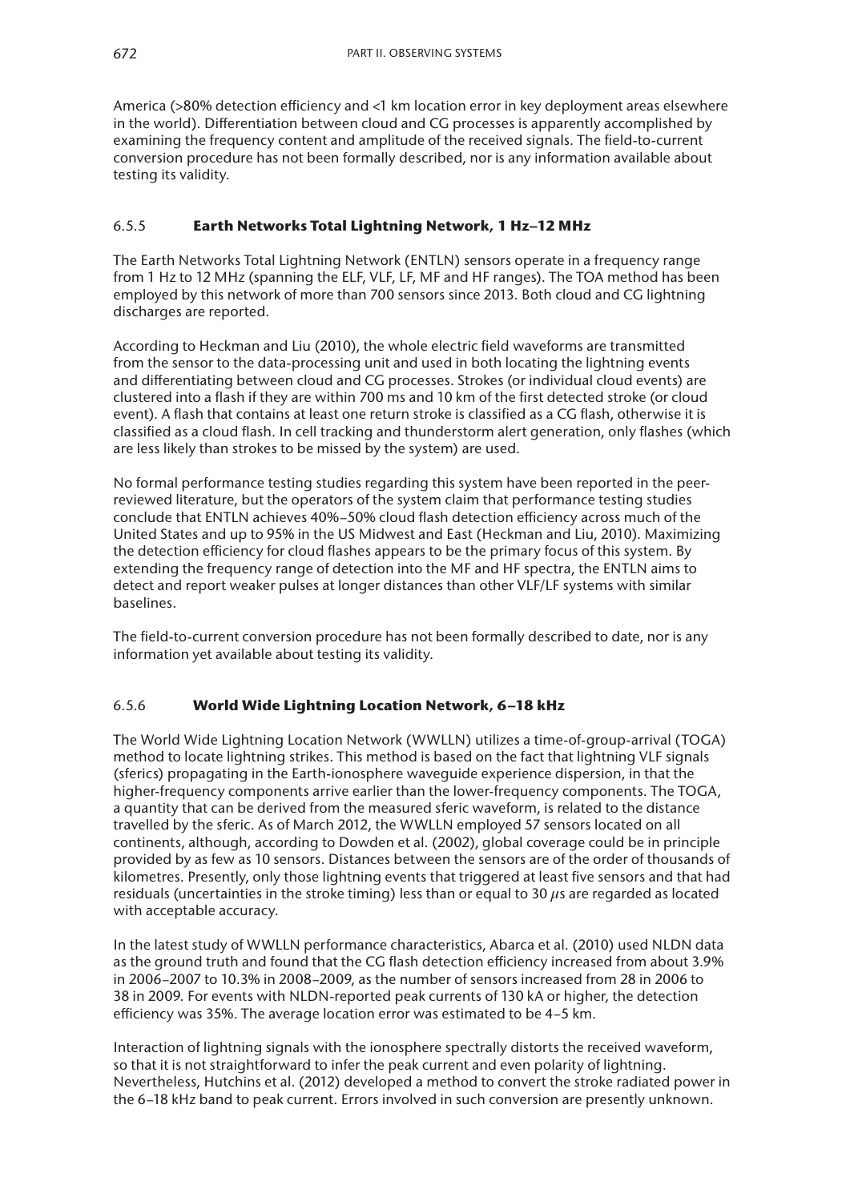America (>80% detection efficiency and <1 km location error in key deployment areas elsewhere in the world). Differentiation between cloud and CG processes is apparently accomplished by examining the frequency content and amplitude of the received signals. The field-to-current conversion procedure has not been formally described, nor is any information available about testing its validity.

### 6.5.5 **Earth Networks Total Lightning Network, 1 Hz–12 MHz**

The Earth Networks Total Lightning Network (ENTLN) sensors operate in a frequency range from 1 Hz to 12 MHz (spanning the ELF, VLF, LF, MF and HF ranges). The TOA method has been employed by this network of more than 700 sensors since 2013. Both cloud and CG lightning discharges are reported.

According to Heckman and Liu (2010), the whole electric field waveforms are transmitted from the sensor to the data-processing unit and used in both locating the lightning events and differentiating between cloud and CG processes. Strokes (or individual cloud events) are clustered into a flash if they are within 700 ms and 10 km of the first detected stroke (or cloud event). A flash that contains at least one return stroke is classified as a CG flash, otherwise it is classified as a cloud flash. In cell tracking and thunderstorm alert generation, only flashes (which are less likely than strokes to be missed by the system) are used.

No formal performance testing studies regarding this system have been reported in the peer-reviewed literature, but the operators of the system claim that performance testing studies conclude that ENTLN achieves 40%–50% cloud flash detection efficiency across much of the United States and up to 95% in the US Midwest and East (Heckman and Liu, 2010). Maximizing the detection efficiency for cloud flashes appears to be the primary focus of this system. By extending the frequency range of detection into the MF and HF spectra, the ENTLN aims to detect and report weaker pulses at longer distances than other VLF/LF systems with similar baselines.

The field-to-current conversion procedure has not been formally described to date, nor is any information yet available about testing its validity.

### 6.5.6 **World Wide Lightning Location Network, 6–18 kHz**

The World Wide Lightning Location Network (WWLLN) utilizes a time-of-group-arrival (TOGA) method to locate lightning strikes. This method is based on the fact that lightning VLF signals (sferics) propagating in the Earth-ionosphere waveguide experience dispersion, in that the higher-frequency components arrive earlier than the lower-frequency components. The TOGA, a quantity that can be derived from the measured sferic waveform, is related to the distance travelled by the sferic. As of March 2012, the WWLLN employed 57 sensors located on all continents, although, according to Dowden et al. (2002), global coverage could be in principle provided by as few as 10 sensors. Distances between the sensors are of the order of thousands of kilometres. Presently, only those lightning events that triggered at least five sensors and that had residuals (uncertainties in the stroke timing) less than or equal to 30 $\mu$s are regarded as located with acceptable accuracy.

In the latest study of WWLLN performance characteristics, Abarca et al. (2010) used NLDN data as the ground truth and found that the CG flash detection efficiency increased from about 3.9% in 2006–2007 to 10.3% in 2008–2009, as the number of sensors increased from 28 in 2006 to 38 in 2009. For events with NLDN-reported peak currents of 130 kA or higher, the detection efficiency was 35%. The average location error was estimated to be 4–5 km.

Interaction of lightning signals with the ionosphere spectrally distorts the received waveform, so that it is not straightforward to infer the peak current and even polarity of lightning. Nevertheless, Hutchins et al. (2012) developed a method to convert the stroke radiated power in the 6–18 kHz band to peak current. Errors involved in such conversion are presently unknown.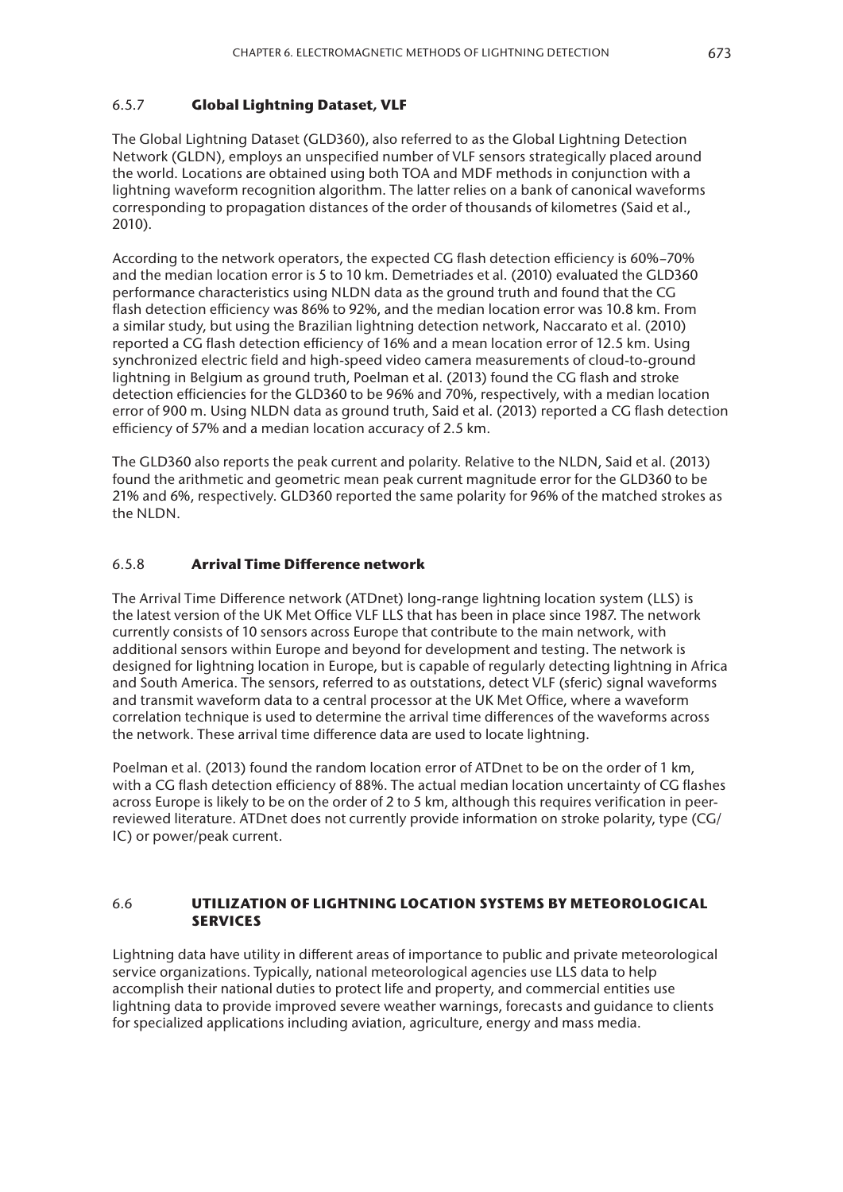### 6.5.7 **Global Lightning Dataset, VLF**

The Global Lightning Dataset (GLD360), also referred to as the Global Lightning Detection Network (GLDN), employs an unspecified number of VLF sensors strategically placed around the world. Locations are obtained using both TOA and MDF methods in conjunction with a lightning waveform recognition algorithm. The latter relies on a bank of canonical waveforms corresponding to propagation distances of the order of thousands of kilometres (Said et al., 2010).

According to the network operators, the expected CG flash detection efficiency is 60%–70% and the median location error is 5 to 10 km. Demetriades et al. (2010) evaluated the GLD360 performance characteristics using NLDN data as the ground truth and found that the CG flash detection efficiency was 86% to 92%, and the median location error was 10.8 km. From a similar study, but using the Brazilian lightning detection network, Naccarato et al. (2010) reported a CG flash detection efficiency of 16% and a mean location error of 12.5 km. Using synchronized electric field and high-speed video camera measurements of cloud-to-ground lightning in Belgium as ground truth, Poelman et al. (2013) found the CG flash and stroke detection efficiencies for the GLD360 to be 96% and 70%, respectively, with a median location error of 900 m. Using NLDN data as ground truth, Said et al. (2013) reported a CG flash detection efficiency of 57% and a median location accuracy of 2.5 km.

The GLD360 also reports the peak current and polarity. Relative to the NLDN, Said et al. (2013) found the arithmetic and geometric mean peak current magnitude error for the GLD360 to be 21% and 6%, respectively. GLD360 reported the same polarity for 96% of the matched strokes as the NLDN.

### 6.5.8 **Arrival Time Difference network**

The Arrival Time Difference network (ATDnet) long-range lightning location system (LLS) is the latest version of the UK Met Office VLF LLS that has been in place since 1987. The network currently consists of 10 sensors across Europe that contribute to the main network, with additional sensors within Europe and beyond for development and testing. The network is designed for lightning location in Europe, but is capable of regularly detecting lightning in Africa and South America. The sensors, referred to as outstations, detect VLF (sferic) signal waveforms and transmit waveform data to a central processor at the UK Met Office, where a waveform correlation technique is used to determine the arrival time differences of the waveforms across the network. These arrival time difference data are used to locate lightning.

Poelman et al. (2013) found the random location error of ATDnet to be on the order of 1 km, with a CG flash detection efficiency of 88%. The actual median location uncertainty of CG flashes across Europe is likely to be on the order of 2 to 5 km, although this requires verification in peer-reviewed literature. ATDnet does not currently provide information on stroke polarity, type (CG/IC) or power/peak current.

## 6.6 **UTILIZATION OF LIGHTNING LOCATION SYSTEMS BY METEOROLOGICAL SERVICES**

Lightning data have utility in different areas of importance to public and private meteorological service organizations. Typically, national meteorological agencies use LLS data to help accomplish their national duties to protect life and property, and commercial entities use lightning data to provide improved severe weather warnings, forecasts and guidance to clients for specialized applications including aviation, agriculture, energy and mass media.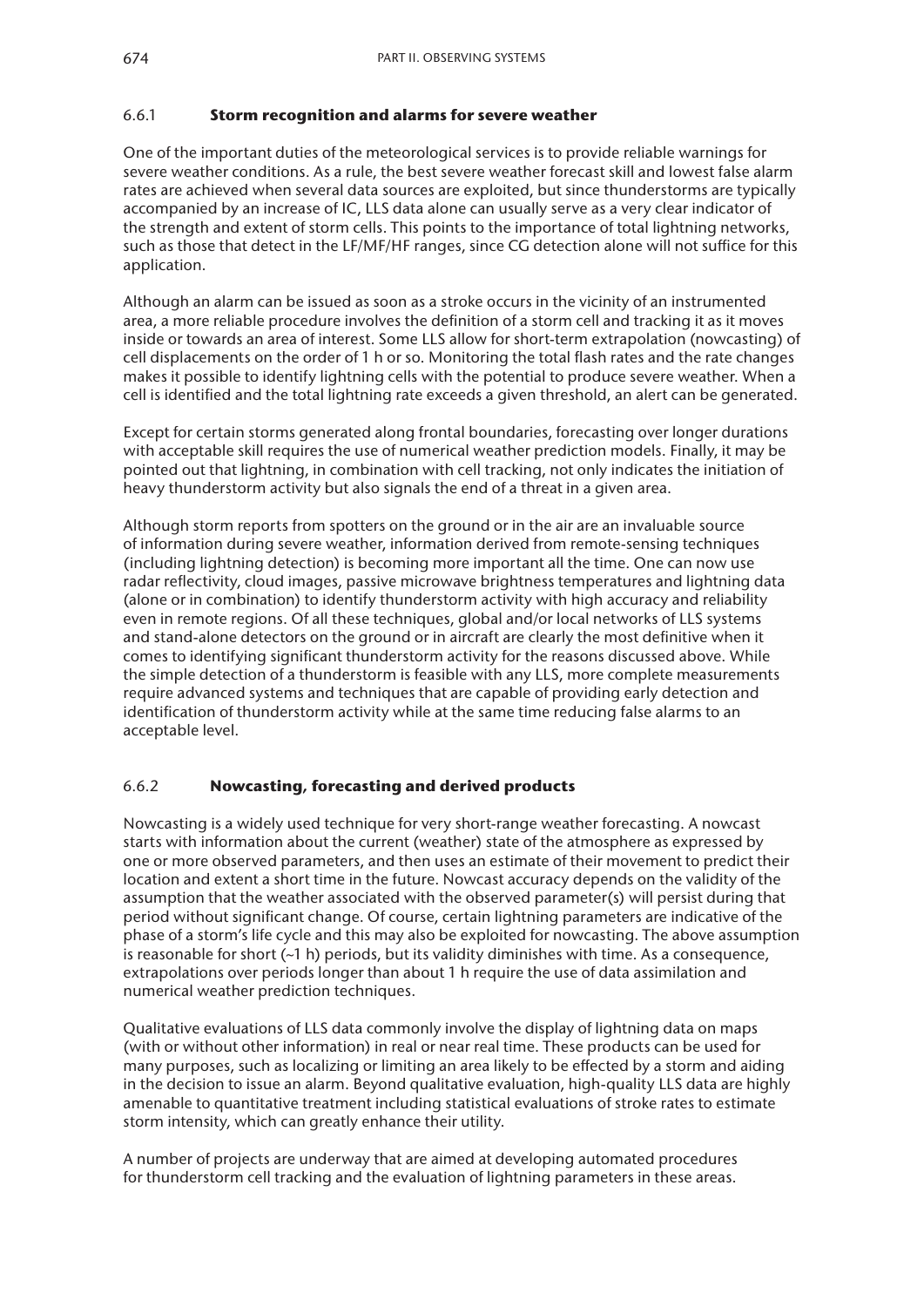### 6.6.1 **Storm recognition and alarms for severe weather**

One of the important duties of the meteorological services is to provide reliable warnings for severe weather conditions. As a rule, the best severe weather forecast skill and lowest false alarm rates are achieved when several data sources are exploited, but since thunderstorms are typically accompanied by an increase of IC, LLS data alone can usually serve as a very clear indicator of the strength and extent of storm cells. This points to the importance of total lightning networks, such as those that detect in the LF/MF/HF ranges, since CG detection alone will not suffice for this application.

Although an alarm can be issued as soon as a stroke occurs in the vicinity of an instrumented area, a more reliable procedure involves the definition of a storm cell and tracking it as it moves inside or towards an area of interest. Some LLS allow for short-term extrapolation (nowcasting) of cell displacements on the order of 1 h or so. Monitoring the total flash rates and the rate changes makes it possible to identify lightning cells with the potential to produce severe weather. When a cell is identified and the total lightning rate exceeds a given threshold, an alert can be generated.

Except for certain storms generated along frontal boundaries, forecasting over longer durations with acceptable skill requires the use of numerical weather prediction models. Finally, it may be pointed out that lightning, in combination with cell tracking, not only indicates the initiation of heavy thunderstorm activity but also signals the end of a threat in a given area.

Although storm reports from spotters on the ground or in the air are an invaluable source of information during severe weather, information derived from remote-sensing techniques (including lightning detection) is becoming more important all the time. One can now use radar reflectivity, cloud images, passive microwave brightness temperatures and lightning data (alone or in combination) to identify thunderstorm activity with high accuracy and reliability even in remote regions. Of all these techniques, global and/or local networks of LLS systems and stand-alone detectors on the ground or in aircraft are clearly the most definitive when it comes to identifying significant thunderstorm activity for the reasons discussed above. While the simple detection of a thunderstorm is feasible with any LLS, more complete measurements require advanced systems and techniques that are capable of providing early detection and identification of thunderstorm activity while at the same time reducing false alarms to an acceptable level.

### 6.6.2 **Nowcasting, forecasting and derived products**

Nowcasting is a widely used technique for very short-range weather forecasting. A nowcast starts with information about the current (weather) state of the atmosphere as expressed by one or more observed parameters, and then uses an estimate of their movement to predict their location and extent a short time in the future. Nowcast accuracy depends on the validity of the assumption that the weather associated with the observed parameter(s) will persist during that period without significant change. Of course, certain lightning parameters are indicative of the phase of a storm's life cycle and this may also be exploited for nowcasting. The above assumption is reasonable for short (~1 h) periods, but its validity diminishes with time. As a consequence, extrapolations over periods longer than about 1 h require the use of data assimilation and numerical weather prediction techniques.

Qualitative evaluations of LLS data commonly involve the display of lightning data on maps (with or without other information) in real or near real time. These products can be used for many purposes, such as localizing or limiting an area likely to be effected by a storm and aiding in the decision to issue an alarm. Beyond qualitative evaluation, high-quality LLS data are highly amenable to quantitative treatment including statistical evaluations of stroke rates to estimate storm intensity, which can greatly enhance their utility.

A number of projects are underway that are aimed at developing automated procedures for thunderstorm cell tracking and the evaluation of lightning parameters in these areas.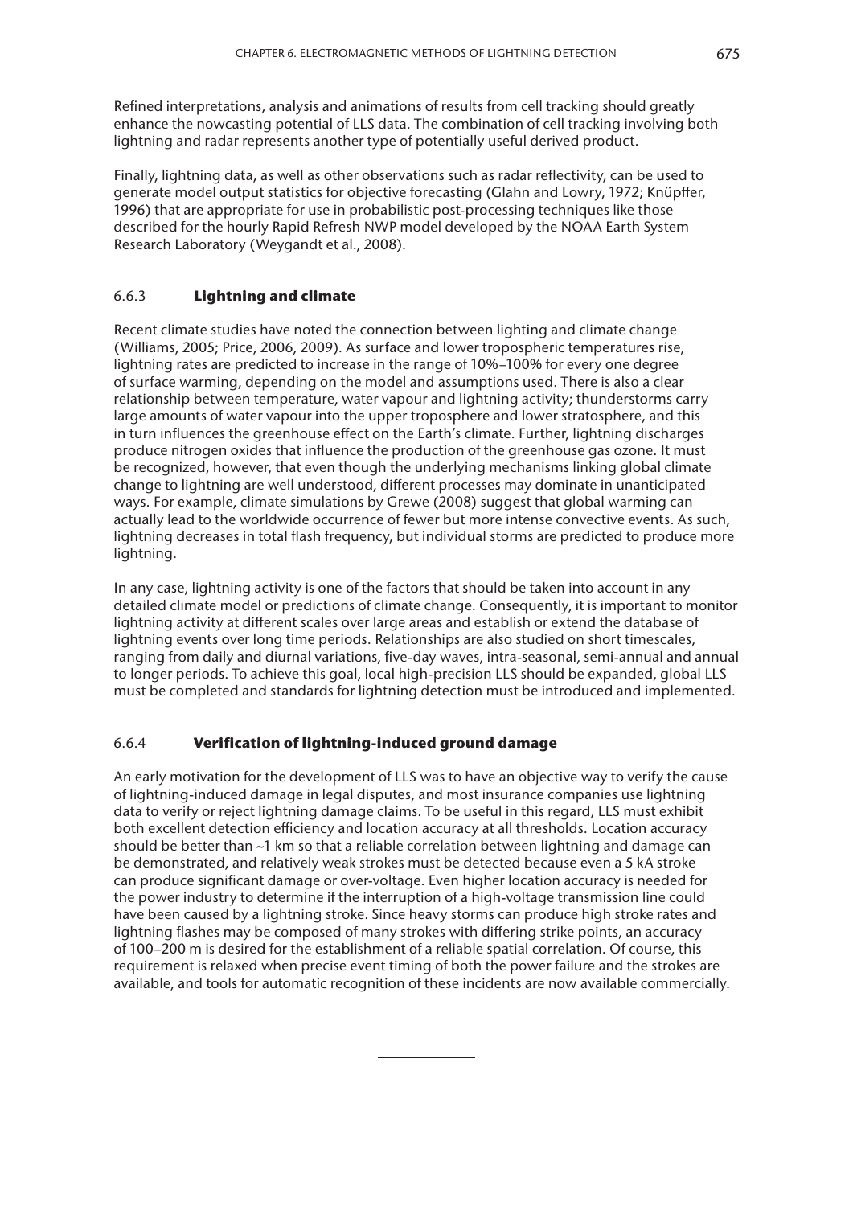Refined interpretations, analysis and animations of results from cell tracking should greatly enhance the nowcasting potential of LLS data. The combination of cell tracking involving both lightning and radar represents another type of potentially useful derived product.

Finally, lightning data, as well as other observations such as radar reflectivity, can be used to generate model output statistics for objective forecasting (Glahn and Lowry, 1972; Knüpffer, 1996) that are appropriate for use in probabilistic post-processing techniques like those described for the hourly Rapid Refresh NWP model developed by the NOAA Earth System Research Laboratory (Weygandt et al., 2008).

### 6.6.3 **Lightning and climate**

Recent climate studies have noted the connection between lighting and climate change (Williams, 2005; Price, 2006, 2009). As surface and lower tropospheric temperatures rise, lightning rates are predicted to increase in the range of 10%–100% for every one degree of surface warming, depending on the model and assumptions used. There is also a clear relationship between temperature, water vapour and lightning activity; thunderstorms carry large amounts of water vapour into the upper troposphere and lower stratosphere, and this in turn influences the greenhouse effect on the Earth's climate. Further, lightning discharges produce nitrogen oxides that influence the production of the greenhouse gas ozone. It must be recognized, however, that even though the underlying mechanisms linking global climate change to lightning are well understood, different processes may dominate in unanticipated ways. For example, climate simulations by Grewe (2008) suggest that global warming can actually lead to the worldwide occurrence of fewer but more intense convective events. As such, lightning decreases in total flash frequency, but individual storms are predicted to produce more lightning.

In any case, lightning activity is one of the factors that should be taken into account in any detailed climate model or predictions of climate change. Consequently, it is important to monitor lightning activity at different scales over large areas and establish or extend the database of lightning events over long time periods. Relationships are also studied on short timescales, ranging from daily and diurnal variations, five-day waves, intra-seasonal, semi-annual and annual to longer periods. To achieve this goal, local high-precision LLS should be expanded, global LLS must be completed and standards for lightning detection must be introduced and implemented.

### 6.6.4 **Verification of lightning-induced ground damage**

An early motivation for the development of LLS was to have an objective way to verify the cause of lightning-induced damage in legal disputes, and most insurance companies use lightning data to verify or reject lightning damage claims. To be useful in this regard, LLS must exhibit both excellent detection efficiency and location accuracy at all thresholds. Location accuracy should be better than ~1 km so that a reliable correlation between lightning and damage can be demonstrated, and relatively weak strokes must be detected because even a 5 kA stroke can produce significant damage or over-voltage. Even higher location accuracy is needed for the power industry to determine if the interruption of a high-voltage transmission line could have been caused by a lightning stroke. Since heavy storms can produce high stroke rates and lightning flashes may be composed of many strokes with differing strike points, an accuracy of 100–200 m is desired for the establishment of a reliable spatial correlation. Of course, this requirement is relaxed when precise event timing of both the power failure and the strokes are available, and tools for automatic recognition of these incidents are now available commercially.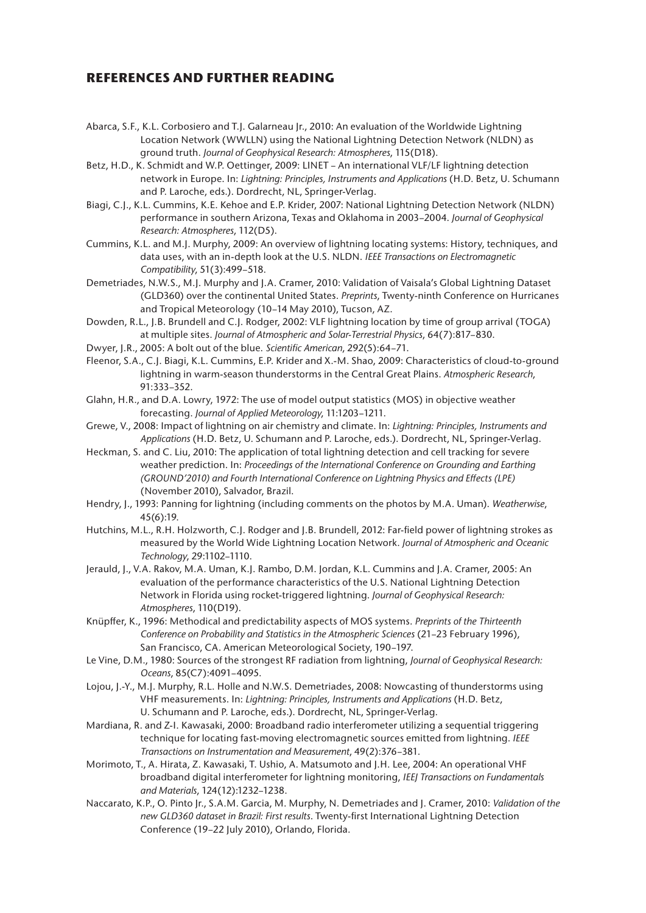## REFERENCES AND FURTHER READING

Abarca, S.F., K.L. Corbosiero and T.J. Galarneau Jr., 2010: An evaluation of the Worldwide Lightning Location Network (WWLLN) using the National Lightning Detection Network (NLDN) as ground truth. *Journal of Geophysical Research: Atmospheres*, 115(D18).

Betz, H.D., K. Schmidt and W.P. Oettinger, 2009: LINET – An international VLF/LF lightning detection network in Europe. In: *Lightning: Principles, Instruments and Applications* (H.D. Betz, U. Schumann and P. Laroche, eds.). Dordrecht, NL, Springer-Verlag.

Biagi, C.J., K.L. Cummins, K.E. Kehoe and E.P. Krider, 2007: National Lightning Detection Network (NLDN) performance in southern Arizona, Texas and Oklahoma in 2003–2004. *Journal of Geophysical Research: Atmospheres*, 112(D5).

Cummins, K.L. and M.J. Murphy, 2009: An overview of lightning locating systems: History, techniques, and data uses, with an in-depth look at the U.S. NLDN. *IEEE Transactions on Electromagnetic Compatibility*, 51(3):499–518.

Demetriades, N.W.S., M.J. Murphy and J.A. Cramer, 2010: Validation of Vaisala's Global Lightning Dataset (GLD360) over the continental United States. *Preprints*, Twenty-ninth Conference on Hurricanes and Tropical Meteorology (10–14 May 2010), Tucson, AZ.

Dowden, R.L., J.B. Brundell and C.J. Rodger, 2002: VLF lightning location by time of group arrival (TOGA) at multiple sites. *Journal of Atmospheric and Solar-Terrestrial Physics*, 64(7):817–830.

Dwyer, J.R., 2005: A bolt out of the blue. *Scientific American*, 292(5):64–71.

Fleenor, S.A., C.J. Biagi, K.L. Cummins, E.P. Krider and X.-M. Shao, 2009: Characteristics of cloud-to-ground lightning in warm-season thunderstorms in the Central Great Plains. *Atmospheric Research*, 91:333–352.

Glahn, H.R., and D.A. Lowry, 1972: The use of model output statistics (MOS) in objective weather forecasting. *Journal of Applied Meteorology*, 11:1203–1211.

Grewe, V., 2008: Impact of lightning on air chemistry and climate. In: *Lightning: Principles, Instruments and Applications* (H.D. Betz, U. Schumann and P. Laroche, eds.). Dordrecht, NL, Springer-Verlag.

Heckman, S. and C. Liu, 2010: The application of total lightning detection and cell tracking for severe weather prediction. In: *Proceedings of the International Conference on Grounding and Earthing (GROUND'2010) and Fourth International Conference on Lightning Physics and Effects (LPE)* (November 2010), Salvador, Brazil.

Hendry, J., 1993: Panning for lightning (including comments on the photos by M.A. Uman). *Weatherwise*, 45(6):19.

Hutchins, M.L., R.H. Holzworth, C.J. Rodger and J.B. Brundell, 2012: Far-field power of lightning strokes as measured by the World Wide Lightning Location Network. *Journal of Atmospheric and Oceanic Technology*, 29:1102–1110.

Jerauld, J., V.A. Rakov, M.A. Uman, K.J. Rambo, D.M. Jordan, K.L. Cummins and J.A. Cramer, 2005: An evaluation of the performance characteristics of the U.S. National Lightning Detection Network in Florida using rocket-triggered lightning. *Journal of Geophysical Research: Atmospheres*, 110(D19).

Knüpffer, K., 1996: Methodical and predictability aspects of MOS systems. *Preprints of the Thirteenth Conference on Probability and Statistics in the Atmospheric Sciences* (21–23 February 1996), San Francisco, CA. American Meteorological Society, 190–197.

Le Vine, D.M., 1980: Sources of the strongest RF radiation from lightning, *Journal of Geophysical Research: Oceans*, 85(C7):4091–4095.

Lojou, J.-Y., M.J. Murphy, R.L. Holle and N.W.S. Demetriades, 2008: Nowcasting of thunderstorms using VHF measurements. In: *Lightning: Principles, Instruments and Applications* (H.D. Betz, U. Schumann and P. Laroche, eds.). Dordrecht, NL, Springer-Verlag.

Mardiana, R. and Z-I. Kawasaki, 2000: Broadband radio interferometer utilizing a sequential triggering technique for locating fast-moving electromagnetic sources emitted from lightning. *IEEE Transactions on Instrumentation and Measurement*, 49(2):376–381.

Morimoto, T., A. Hirata, Z. Kawasaki, T. Ushio, A. Matsumoto and J.H. Lee, 2004: An operational VHF broadband digital interferometer for lightning monitoring, *IEEJ Transactions on Fundamentals and Materials*, 124(12):1232–1238.

Naccarato, K.P., O. Pinto Jr., S.A.M. Garcia, M. Murphy, N. Demetriades and J. Cramer, 2010: *Validation of the new GLD360 dataset in Brazil: First results*. Twenty-first International Lightning Detection Conference (19–22 July 2010), Orlando, Florida.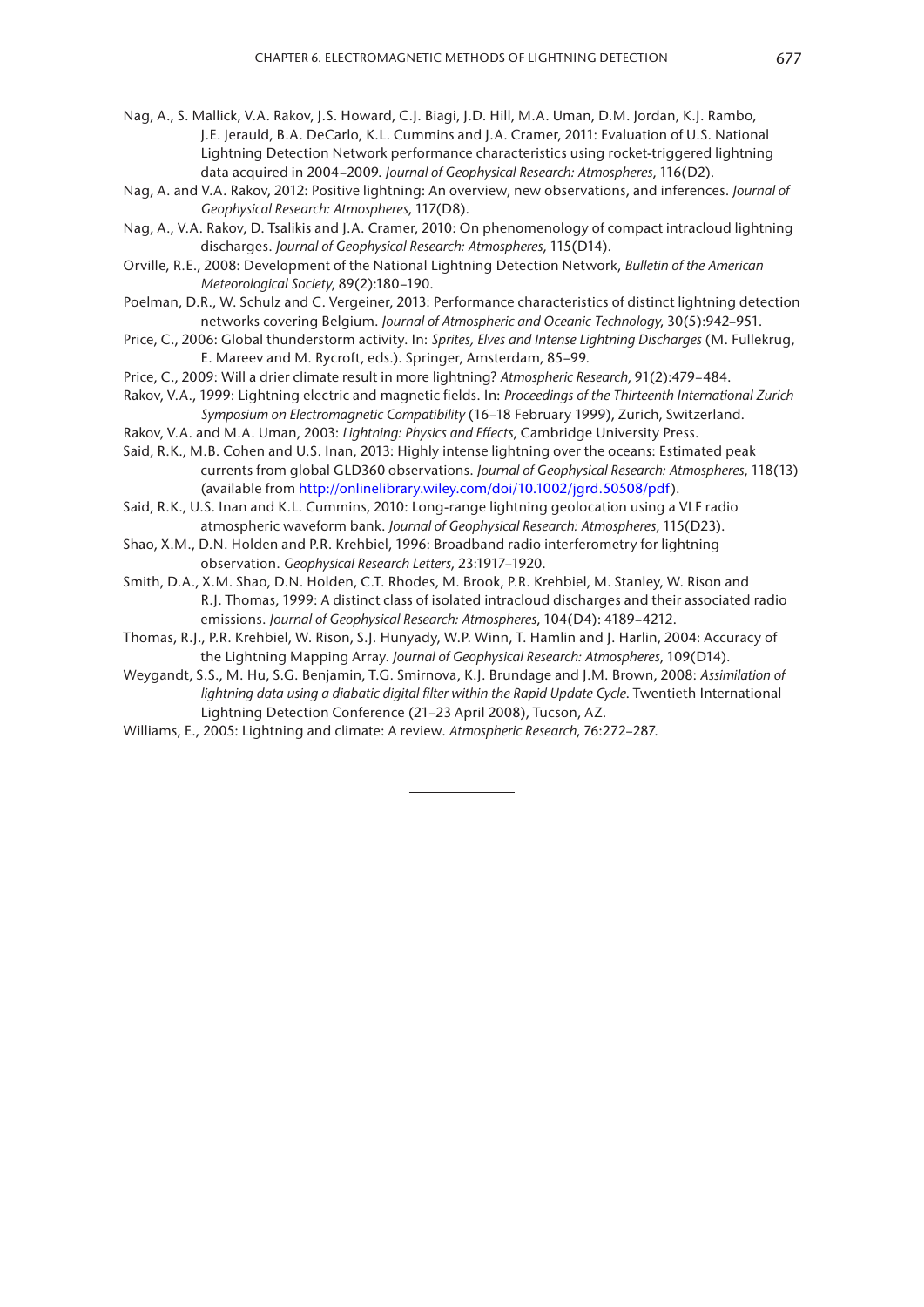Nag, A., S. Mallick, V.A. Rakov, J.S. Howard, C.J. Biagi, J.D. Hill, M.A. Uman, D.M. Jordan, K.J. Rambo, J.E. Jerauld, B.A. DeCarlo, K.L. Cummins and J.A. Cramer, 2011: Evaluation of U.S. National Lightning Detection Network performance characteristics using rocket-triggered lightning data acquired in 2004–2009. *Journal of Geophysical Research: Atmospheres*, 116(D2).

Nag, A. and V.A. Rakov, 2012: Positive lightning: An overview, new observations, and inferences. *Journal of Geophysical Research: Atmospheres*, 117(D8).

Nag, A., V.A. Rakov, D. Tsalikis and J.A. Cramer, 2010: On phenomenology of compact intracloud lightning discharges. *Journal of Geophysical Research: Atmospheres*, 115(D14).

Orville, R.E., 2008: Development of the National Lightning Detection Network, *Bulletin of the American Meteorological Society*, 89(2):180–190.

Poelman, D.R., W. Schulz and C. Vergeiner, 2013: Performance characteristics of distinct lightning detection networks covering Belgium. *Journal of Atmospheric and Oceanic Technology*, 30(5):942–951.

Price, C., 2006: Global thunderstorm activity. In: *Sprites, Elves and Intense Lightning Discharges* (M. Fullekrug, E. Mareev and M. Rycroft, eds.). Springer, Amsterdam, 85–99.

Price, C., 2009: Will a drier climate result in more lightning? *Atmospheric Research*, 91(2):479–484.

Rakov, V.A., 1999: Lightning electric and magnetic fields. In: *Proceedings of the Thirteenth International Zurich Symposium on Electromagnetic Compatibility* (16–18 February 1999), Zurich, Switzerland.

Rakov, V.A. and M.A. Uman, 2003: *Lightning: Physics and Effects*, Cambridge University Press.

Said, R.K., M.B. Cohen and U.S. Inan, 2013: Highly intense lightning over the oceans: Estimated peak currents from global GLD360 observations. *Journal of Geophysical Research: Atmospheres*, 118(13) (available from http://onlinelibrary.wiley.com/doi/10.1002/jgrd.50508/pdf).

Said, R.K., U.S. Inan and K.L. Cummins, 2010: Long-range lightning geolocation using a VLF radio atmospheric waveform bank. *Journal of Geophysical Research: Atmospheres*, 115(D23).

Shao, X.M., D.N. Holden and P.R. Krehbiel, 1996: Broadband radio interferometry for lightning observation. *Geophysical Research Letters*, 23:1917–1920.

Smith, D.A., X.M. Shao, D.N. Holden, C.T. Rhodes, M. Brook, P.R. Krehbiel, M. Stanley, W. Rison and R.J. Thomas, 1999: A distinct class of isolated intracloud discharges and their associated radio emissions. *Journal of Geophysical Research: Atmospheres*, 104(D4): 4189–4212.

Thomas, R.J., P.R. Krehbiel, W. Rison, S.J. Hunyady, W.P. Winn, T. Hamlin and J. Harlin, 2004: Accuracy of the Lightning Mapping Array. *Journal of Geophysical Research: Atmospheres*, 109(D14).

Weygandt, S.S., M. Hu, S.G. Benjamin, T.G. Smirnova, K.J. Brundage and J.M. Brown, 2008: *Assimilation of lightning data using a diabatic digital filter within the Rapid Update Cycle*. Twentieth International Lightning Detection Conference (21–23 April 2008), Tucson, AZ.

Williams, E., 2005: Lightning and climate: A review. *Atmospheric Research*, 76:272–287.